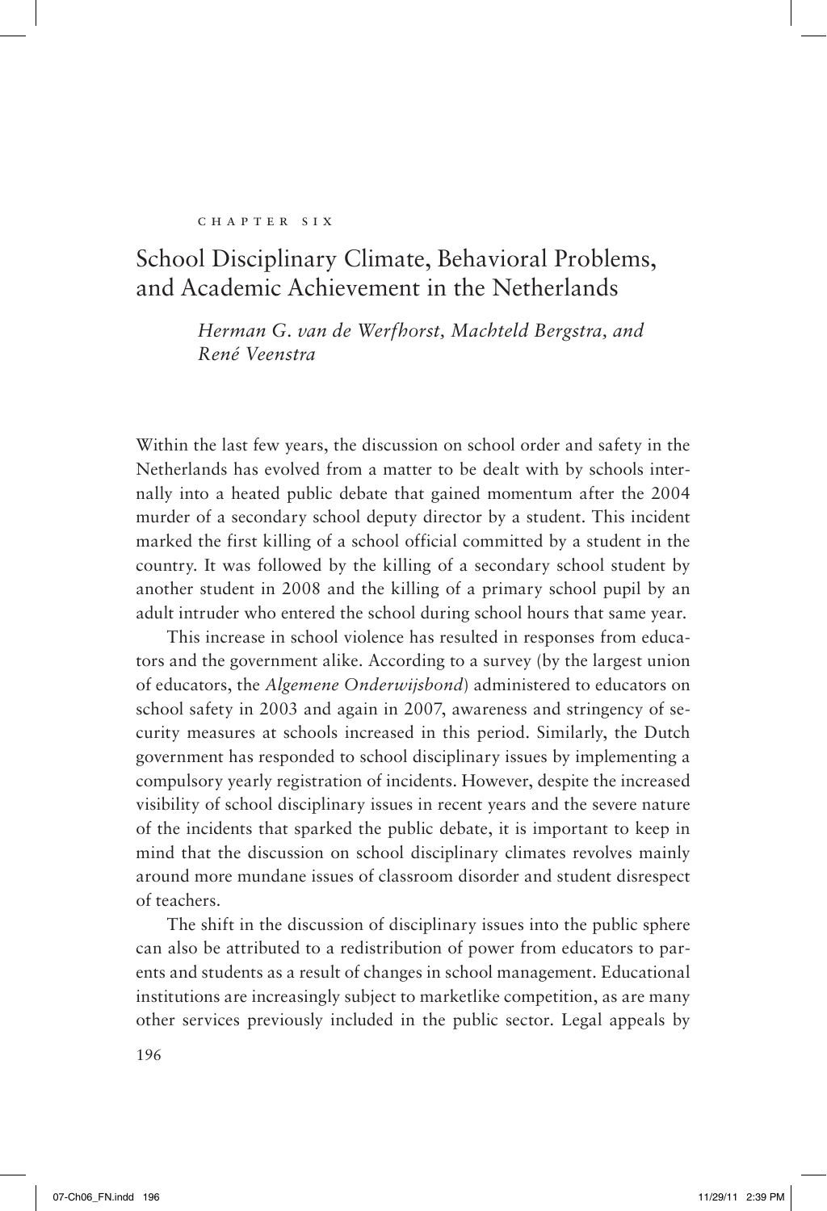CHAPTER SIX

# School Disciplinary Climate, Behavioral Problems, and Academic Achievement in the Netherlands

*Herman G. van de Werfhorst, Machteld Bergstra, and René Veenstra*

Within the last few years, the discussion on school order and safety in the Netherlands has evolved from a matter to be dealt with by schools internally into a heated public debate that gained momentum after the 2004 murder of a secondary school deputy director by a student. This incident marked the first killing of a school official committed by a student in the country. It was followed by the killing of a secondary school student by another student in 2008 and the killing of a primary school pupil by an adult intruder who entered the school during school hours that same year.

This increase in school violence has resulted in responses from educators and the government alike. According to a survey (by the largest union of educators, the *Algemene Onderwijsbond*) administered to educators on school safety in 2003 and again in 2007, awareness and stringency of security measures at schools increased in this period. Similarly, the Dutch government has responded to school disciplinary issues by implementing a compulsory yearly registration of incidents. However, despite the increased visibility of school disciplinary issues in recent years and the severe nature of the incidents that sparked the public debate, it is important to keep in mind that the discussion on school disciplinary climates revolves mainly around more mundane issues of classroom disorder and student disrespect of teachers.

The shift in the discussion of disciplinary issues into the public sphere can also be attributed to a redistribution of power from educators to parents and students as a result of changes in school management. Educational institutions are increasingly subject to marketlike competition, as are many other services previously included in the public sector. Legal appeals by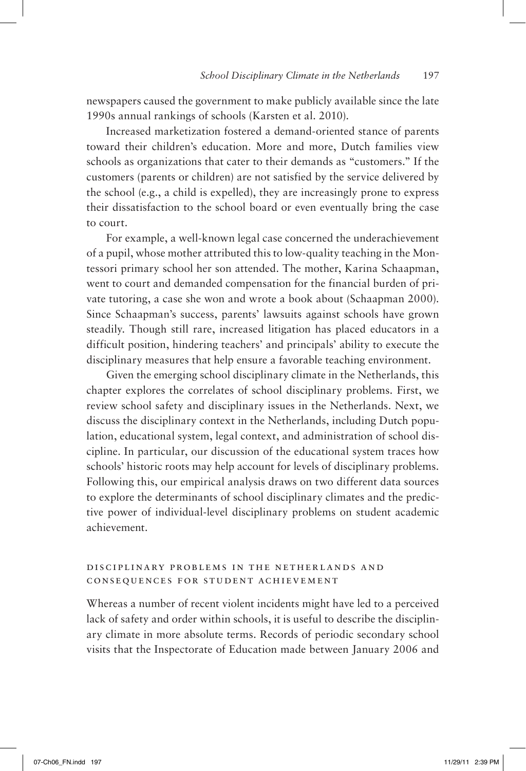newspapers caused the government to make publicly available since the late 1990s annual rankings of schools (Karsten et al. 2010).

Increased marketization fostered a demand-oriented stance of parents toward their children's education. More and more, Dutch families view schools as organizations that cater to their demands as "customers." If the customers (parents or children) are not satisfied by the service delivered by the school (e.g., a child is expelled), they are increasingly prone to express their dissatisfaction to the school board or even eventually bring the case to court.

For example, a well-known legal case concerned the underachievement of a pupil, whose mother attributed this to low-quality teaching in the Montessori primary school her son attended. The mother, Karina Schaapman, went to court and demanded compensation for the financial burden of private tutoring, a case she won and wrote a book about (Schaapman 2000). Since Schaapman's success, parents' lawsuits against schools have grown steadily. Though still rare, increased litigation has placed educators in a difficult position, hindering teachers' and principals' ability to execute the disciplinary measures that help ensure a favorable teaching environment.

Given the emerging school disciplinary climate in the Netherlands, this chapter explores the correlates of school disciplinary problems. First, we review school safety and disciplinary issues in the Netherlands. Next, we discuss the disciplinary context in the Netherlands, including Dutch population, educational system, legal context, and administration of school discipline. In particular, our discussion of the educational system traces how schools' historic roots may help account for levels of disciplinary problems. Following this, our empirical analysis draws on two different data sources to explore the determinants of school disciplinary climates and the predictive power of individual-level disciplinary problems on student academic achievement.

## Disciplinary Problems in the Netherlands and Consequences for Student Achievement

Whereas a number of recent violent incidents might have led to a perceived lack of safety and order within schools, it is useful to describe the disciplinary climate in more absolute terms. Records of periodic secondary school visits that the Inspectorate of Education made between January 2006 and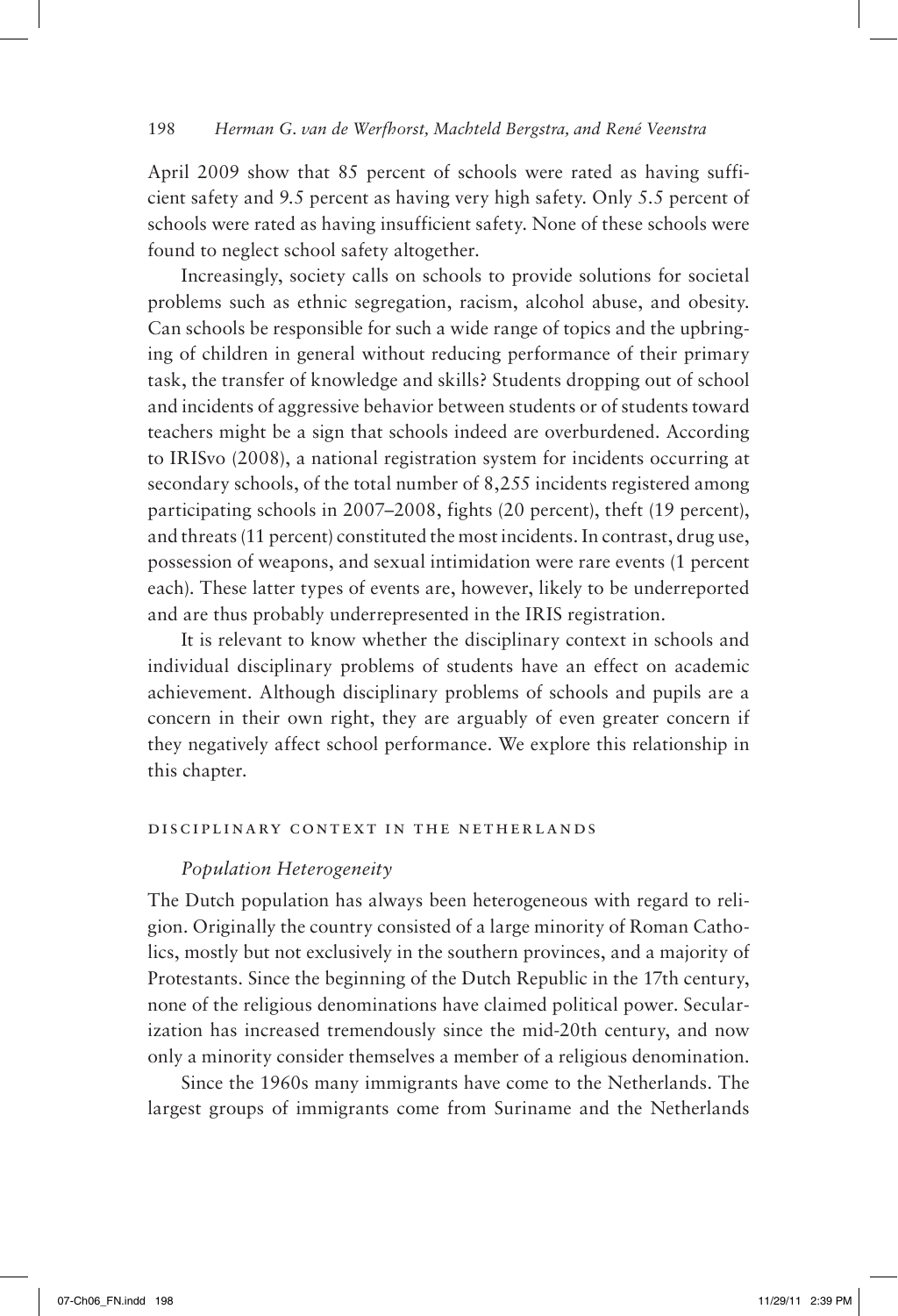April 2009 show that 85 percent of schools were rated as having sufficient safety and 9.5 percent as having very high safety. Only 5.5 percent of schools were rated as having insufficient safety. None of these schools were found to neglect school safety altogether.

Increasingly, society calls on schools to provide solutions for societal problems such as ethnic segregation, racism, alcohol abuse, and obesity. Can schools be responsible for such a wide range of topics and the upbringing of children in general without reducing performance of their primary task, the transfer of knowledge and skills? Students dropping out of school and incidents of aggressive behavior between students or of students toward teachers might be a sign that schools indeed are overburdened. According to IRISvo (2008), a national registration system for incidents occurring at secondary schools, of the total number of 8,255 incidents registered among participating schools in 2007–2008, fights (20 percent), theft (19 percent), and threats (11 percent) constituted the most incidents. In contrast, drug use, possession of weapons, and sexual intimidation were rare events (1 percent each). These latter types of events are, however, likely to be underreported and are thus probably underrepresented in the IRIS registration.

It is relevant to know whether the disciplinary context in schools and individual disciplinary problems of students have an effect on academic achievement. Although disciplinary problems of schools and pupils are a concern in their own right, they are arguably of even greater concern if they negatively affect school performance. We explore this relationship in this chapter.

## DISCIPLINARY CONTEXT IN THE NETHERLANDS

### *Population Heterogeneity*

The Dutch population has always been heterogeneous with regard to religion. Originally the country consisted of a large minority of Roman Catholics, mostly but not exclusively in the southern provinces, and a majority of Protestants. Since the beginning of the Dutch Republic in the 17th century, none of the religious denominations have claimed political power. Secularization has increased tremendously since the mid-20th century, and now only a minority consider themselves a member of a religious denomination.

Since the 1960s many immigrants have come to the Netherlands. The largest groups of immigrants come from Suriname and the Netherlands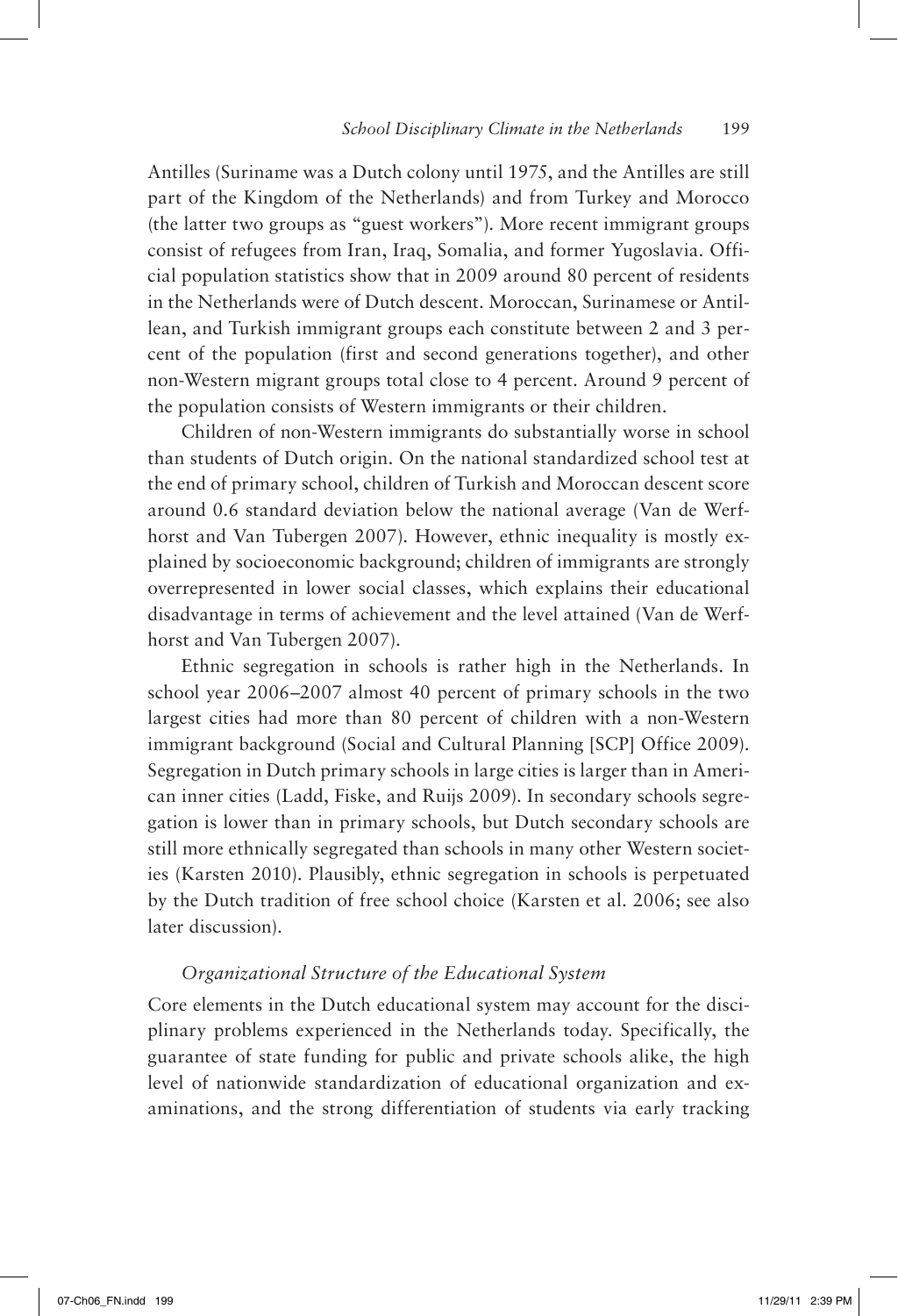Antilles (Suriname was a Dutch colony until 1975, and the Antilles are still part of the Kingdom of the Netherlands) and from Turkey and Morocco (the latter two groups as "guest workers"). More recent immigrant groups consist of refugees from Iran, Iraq, Somalia, and former Yugoslavia. Official population statistics show that in 2009 around 80 percent of residents in the Netherlands were of Dutch descent. Moroccan, Surinamese or Antillean, and Turkish immigrant groups each constitute between 2 and 3 percent of the population (first and second generations together), and other non-Western migrant groups total close to 4 percent. Around 9 percent of the population consists of Western immigrants or their children.

Children of non-Western immigrants do substantially worse in school than students of Dutch origin. On the national standardized school test at the end of primary school, children of Turkish and Moroccan descent score around 0.6 standard deviation below the national average (Van de Werfhorst and Van Tubergen 2007). However, ethnic inequality is mostly explained by socioeconomic background; children of immigrants are strongly overrepresented in lower social classes, which explains their educational disadvantage in terms of achievement and the level attained (Van de Werfhorst and Van Tubergen 2007).

Ethnic segregation in schools is rather high in the Netherlands. In school year 2006–2007 almost 40 percent of primary schools in the two largest cities had more than 80 percent of children with a non-Western immigrant background (Social and Cultural Planning [SCP] Office 2009). Segregation in Dutch primary schools in large cities is larger than in American inner cities (Ladd, Fiske, and Ruijs 2009). In secondary schools segregation is lower than in primary schools, but Dutch secondary schools are still more ethnically segregated than schools in many other Western societies (Karsten 2010). Plausibly, ethnic segregation in schools is perpetuated by the Dutch tradition of free school choice (Karsten et al. 2006; see also later discussion).

### *Organizational Structure of the Educational System*

Core elements in the Dutch educational system may account for the disciplinary problems experienced in the Netherlands today. Specifically, the guarantee of state funding for public and private schools alike, the high level of nationwide standardization of educational organization and examinations, and the strong differentiation of students via early tracking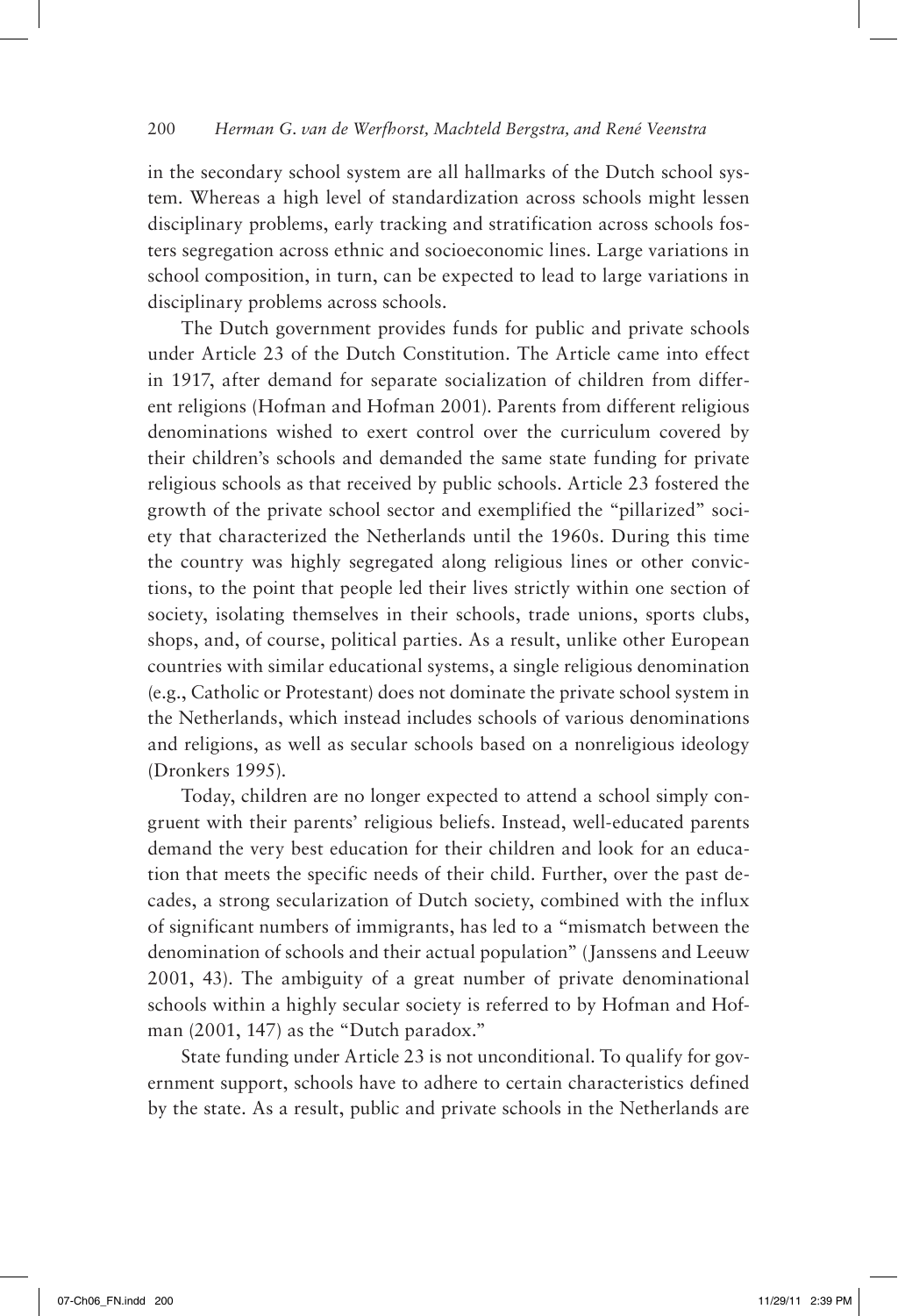in the secondary school system are all hallmarks of the Dutch school system. Whereas a high level of standardization across schools might lessen disciplinary problems, early tracking and stratification across schools fosters segregation across ethnic and socioeconomic lines. Large variations in school composition, in turn, can be expected to lead to large variations in disciplinary problems across schools.

The Dutch government provides funds for public and private schools under Article 23 of the Dutch Constitution. The Article came into effect in 1917, after demand for separate socialization of children from different religions (Hofman and Hofman 2001). Parents from different religious denominations wished to exert control over the curriculum covered by their children's schools and demanded the same state funding for private religious schools as that received by public schools. Article 23 fostered the growth of the private school sector and exemplified the "pillarized" society that characterized the Netherlands until the 1960s. During this time the country was highly segregated along religious lines or other convictions, to the point that people led their lives strictly within one section of society, isolating themselves in their schools, trade unions, sports clubs, shops, and, of course, political parties. As a result, unlike other European countries with similar educational systems, a single religious denomination (e.g., Catholic or Protestant) does not dominate the private school system in the Netherlands, which instead includes schools of various denominations and religions, as well as secular schools based on a nonreligious ideology (Dronkers 1995).

Today, children are no longer expected to attend a school simply congruent with their parents' religious beliefs. Instead, well-educated parents demand the very best education for their children and look for an education that meets the specific needs of their child. Further, over the past decades, a strong secularization of Dutch society, combined with the influx of significant numbers of immigrants, has led to a "mismatch between the denomination of schools and their actual population" (Janssens and Leeuw 2001, 43). The ambiguity of a great number of private denominational schools within a highly secular society is referred to by Hofman and Hofman (2001, 147) as the "Dutch paradox."

State funding under Article 23 is not unconditional. To qualify for government support, schools have to adhere to certain characteristics defined by the state. As a result, public and private schools in the Netherlands are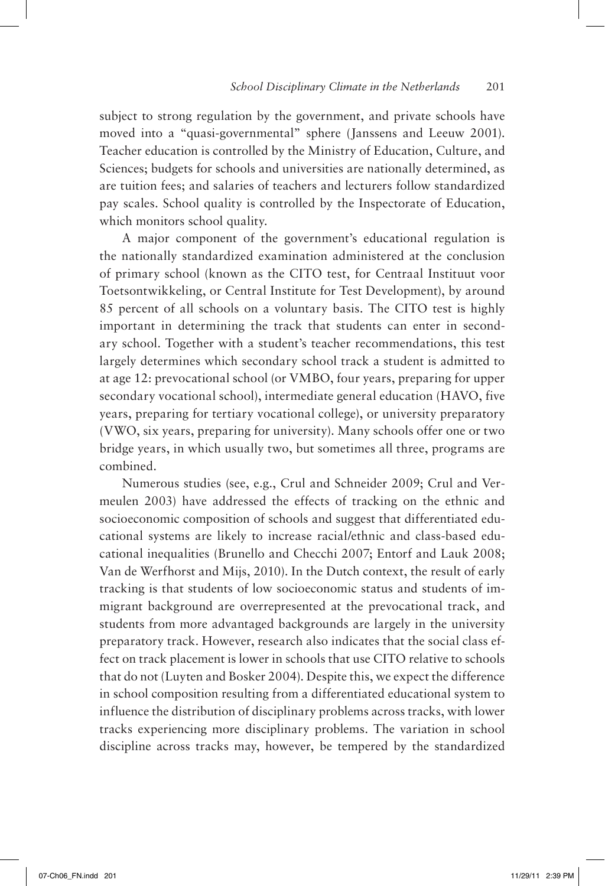subject to strong regulation by the government, and private schools have moved into a "quasi-governmental" sphere (Janssens and Leeuw 2001). Teacher education is controlled by the Ministry of Education, Culture, and Sciences; budgets for schools and universities are nationally determined, as are tuition fees; and salaries of teachers and lecturers follow standardized pay scales. School quality is controlled by the Inspectorate of Education, which monitors school quality.

A major component of the government's educational regulation is the nationally standardized examination administered at the conclusion of primary school (known as the CITO test, for Centraal Instituut voor Toetsontwikkeling, or Central Institute for Test Development), by around 85 percent of all schools on a voluntary basis. The CITO test is highly important in determining the track that students can enter in secondary school. Together with a student's teacher recommendations, this test largely determines which secondary school track a student is admitted to at age 12: prevocational school (or VMBO, four years, preparing for upper secondary vocational school), intermediate general education (HAVO, five years, preparing for tertiary vocational college), or university preparatory (VWO, six years, preparing for university). Many schools offer one or two bridge years, in which usually two, but sometimes all three, programs are combined.

Numerous studies (see, e.g., Crul and Schneider 2009; Crul and Vermeulen 2003) have addressed the effects of tracking on the ethnic and socioeconomic composition of schools and suggest that differentiated educational systems are likely to increase racial/ethnic and class-based educational inequalities (Brunello and Checchi 2007; Entorf and Lauk 2008; Van de Werfhorst and Mijs, 2010). In the Dutch context, the result of early tracking is that students of low socioeconomic status and students of immigrant background are overrepresented at the prevocational track, and students from more advantaged backgrounds are largely in the university preparatory track. However, research also indicates that the social class effect on track placement is lower in schools that use CITO relative to schools that do not (Luyten and Bosker 2004). Despite this, we expect the difference in school composition resulting from a differentiated educational system to influence the distribution of disciplinary problems across tracks, with lower tracks experiencing more disciplinary problems. The variation in school discipline across tracks may, however, be tempered by the standardized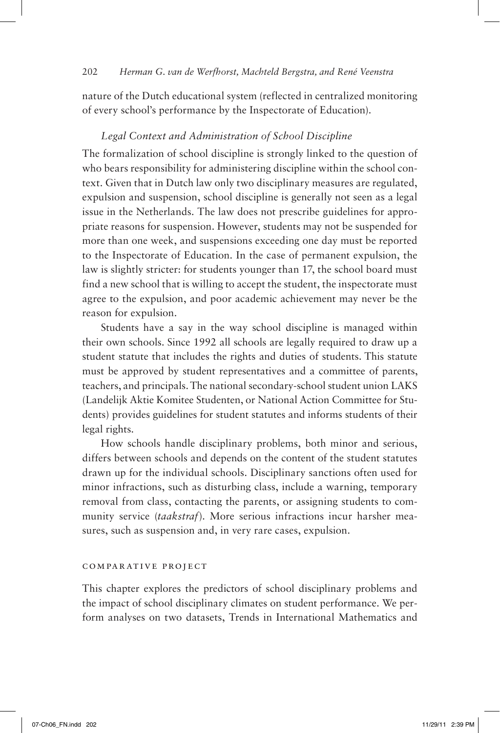nature of the Dutch educational system (reflected in centralized monitoring of every school's performance by the Inspectorate of Education).

### *Legal Context and Administration of School Discipline*

The formalization of school discipline is strongly linked to the question of who bears responsibility for administering discipline within the school context. Given that in Dutch law only two disciplinary measures are regulated, expulsion and suspension, school discipline is generally not seen as a legal issue in the Netherlands. The law does not prescribe guidelines for appropriate reasons for suspension. However, students may not be suspended for more than one week, and suspensions exceeding one day must be reported to the Inspectorate of Education. In the case of permanent expulsion, the law is slightly stricter: for students younger than 17, the school board must find a new school that is willing to accept the student, the inspectorate must agree to the expulsion, and poor academic achievement may never be the reason for expulsion.

Students have a say in the way school discipline is managed within their own schools. Since 1992 all schools are legally required to draw up a student statute that includes the rights and duties of students. This statute must be approved by student representatives and a committee of parents, teachers, and principals. The national secondary-school student union LAKS (Landelijk Aktie Komitee Studenten, or National Action Committee for Students) provides guidelines for student statutes and informs students of their legal rights.

How schools handle disciplinary problems, both minor and serious, differs between schools and depends on the content of the student statutes drawn up for the individual schools. Disciplinary sanctions often used for minor infractions, such as disturbing class, include a warning, temporary removal from class, contacting the parents, or assigning students to community service (*taakstraf*). More serious infractions incur harsher measures, such as suspension and, in very rare cases, expulsion.

## COMPARATIVE PROJECT

This chapter explores the predictors of school disciplinary problems and the impact of school disciplinary climates on student performance. We perform analyses on two datasets, Trends in International Mathematics and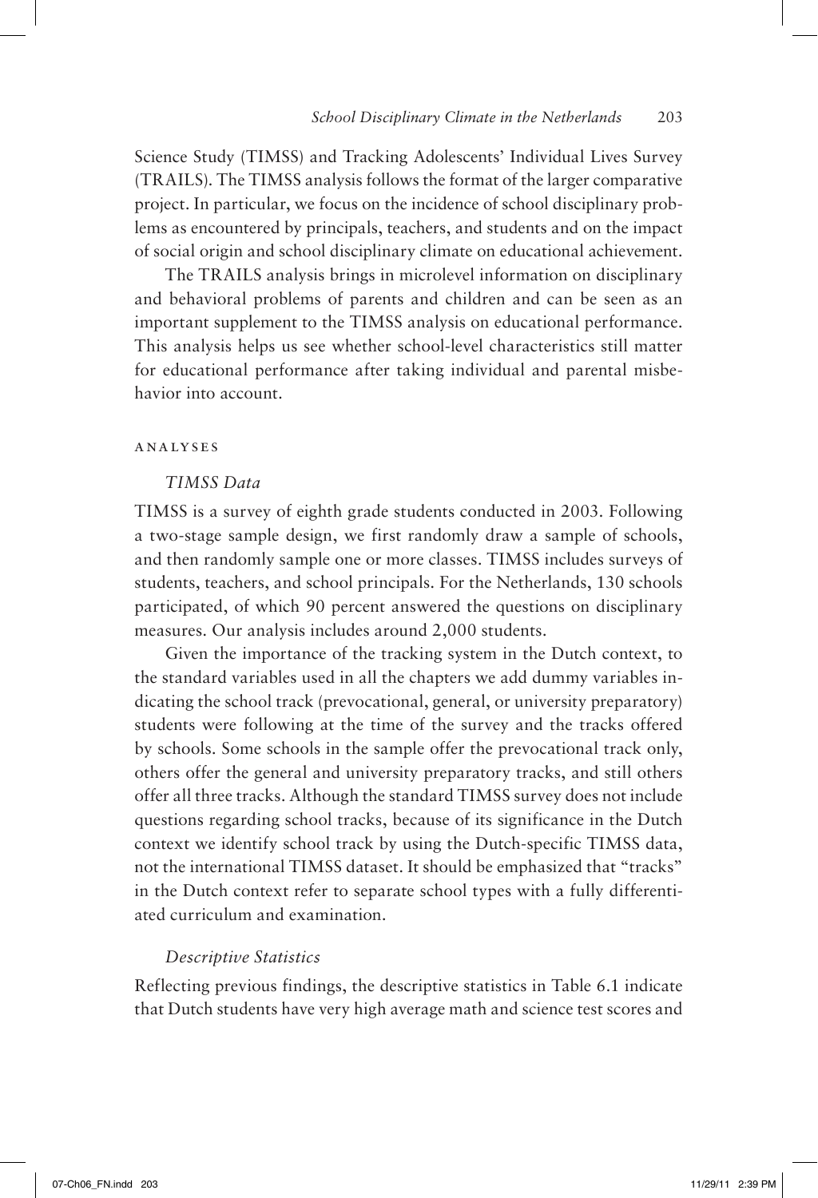Science Study (TIMSS) and Tracking Adolescents' Individual Lives Survey (TRAILS). The TIMSS analysis follows the format of the larger comparative project. In particular, we focus on the incidence of school disciplinary problems as encountered by principals, teachers, and students and on the impact of social origin and school disciplinary climate on educational achievement.

The TRAILS analysis brings in microlevel information on disciplinary and behavioral problems of parents and children and can be seen as an important supplement to the TIMSS analysis on educational performance. This analysis helps us see whether school-level characteristics still matter for educational performance after taking individual and parental misbehavior into account.

## ANALYSES

### *TIMSS Data*

TIMSS is a survey of eighth grade students conducted in 2003. Following a two-stage sample design, we first randomly draw a sample of schools, and then randomly sample one or more classes. TIMSS includes surveys of students, teachers, and school principals. For the Netherlands, 130 schools participated, of which 90 percent answered the questions on disciplinary measures. Our analysis includes around 2,000 students.

Given the importance of the tracking system in the Dutch context, to the standard variables used in all the chapters we add dummy variables indicating the school track (prevocational, general, or university preparatory) students were following at the time of the survey and the tracks offered by schools. Some schools in the sample offer the prevocational track only, others offer the general and university preparatory tracks, and still others offer all three tracks. Although the standard TIMSS survey does not include questions regarding school tracks, because of its significance in the Dutch context we identify school track by using the Dutch-specific TIMSS data, not the international TIMSS dataset. It should be emphasized that "tracks" in the Dutch context refer to separate school types with a fully differentiated curriculum and examination.

### *Descriptive Statistics*

Reflecting previous findings, the descriptive statistics in Table 6.1 indicate that Dutch students have very high average math and science test scores and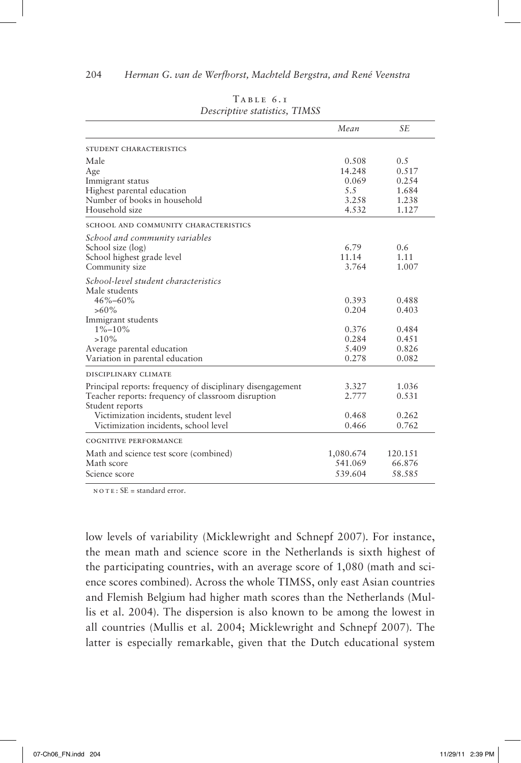TABLE 6.1
*Descriptive statistics, TIMSS*

| | *Mean* | *SE* |
|---|---|---|
| STUDENT CHARACTERISTICS | | |
| Male | 0.508 | 0.5 |
| Age | 14.248 | 0.517 |
| Immigrant status | 0.069 | 0.254 |
| Highest parental education | 5.5 | 1.684 |
| Number of books in household | 3.258 | 1.238 |
| Household size | 4.532 | 1.127 |
| SCHOOL AND COMMUNITY CHARACTERISTICS | | |
| *School and community variables* | | |
| School size (log) | 6.79 | 0.6 |
| School highest grade level | 11.14 | 1.11 |
| Community size | 3.764 | 1.007 |
| *School-level student characteristics* | | |
| Male students | | |
| 46%–60% | 0.393 | 0.488 |
| >60% | 0.204 | 0.403 |
| Immigrant students | | |
| 1%–10% | 0.376 | 0.484 |
| >10% | 0.284 | 0.451 |
| Average parental education | 5.409 | 0.826 |
| Variation in parental education | 0.278 | 0.082 |
| DISCIPLINARY CLIMATE | | |
| Principal reports: frequency of disciplinary disengagement | 3.327 | 1.036 |
| Teacher reports: frequency of classroom disruption | 2.777 | 0.531 |
| Student reports | | |
| Victimization incidents, student level | 0.468 | 0.262 |
| Victimization incidents, school level | 0.466 | 0.762 |
| COGNITIVE PERFORMANCE | | |
| Math and science test score (combined) | 1,080.674 | 120.151 |
| Math score | 541.069 | 66.876 |
| Science score | 539.604 | 58.585 |

NOTE: SE = standard error.

low levels of variability (Micklewright and Schnepf 2007). For instance, the mean math and science score in the Netherlands is sixth highest of the participating countries, with an average score of 1,080 (math and science scores combined). Across the whole TIMSS, only east Asian countries and Flemish Belgium had higher math scores than the Netherlands (Mullis et al. 2004). The dispersion is also known to be among the lowest in all countries (Mullis et al. 2004; Micklewright and Schnepf 2007). The latter is especially remarkable, given that the Dutch educational system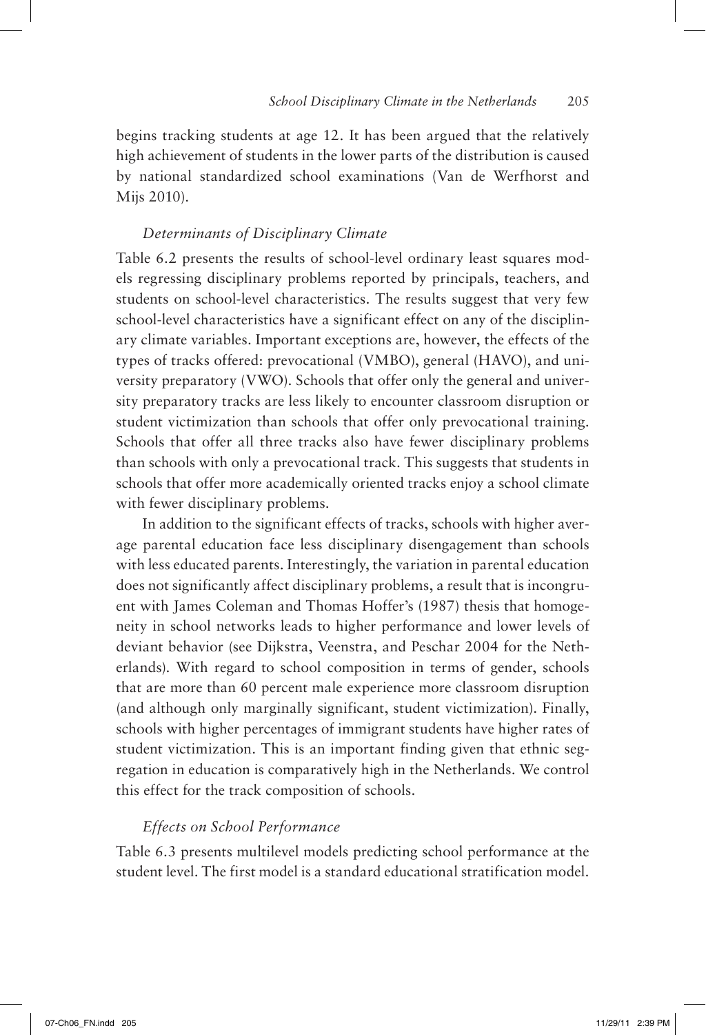begins tracking students at age 12. It has been argued that the relatively high achievement of students in the lower parts of the distribution is caused by national standardized school examinations (Van de Werfhorst and Mijs 2010).

### *Determinants of Disciplinary Climate*

Table 6.2 presents the results of school-level ordinary least squares models regressing disciplinary problems reported by principals, teachers, and students on school-level characteristics. The results suggest that very few school-level characteristics have a significant effect on any of the disciplinary climate variables. Important exceptions are, however, the effects of the types of tracks offered: prevocational (VMBO), general (HAVO), and university preparatory (VWO). Schools that offer only the general and university preparatory tracks are less likely to encounter classroom disruption or student victimization than schools that offer only prevocational training. Schools that offer all three tracks also have fewer disciplinary problems than schools with only a prevocational track. This suggests that students in schools that offer more academically oriented tracks enjoy a school climate with fewer disciplinary problems.

In addition to the significant effects of tracks, schools with higher average parental education face less disciplinary disengagement than schools with less educated parents. Interestingly, the variation in parental education does not significantly affect disciplinary problems, a result that is incongruent with James Coleman and Thomas Hoffer's (1987) thesis that homogeneity in school networks leads to higher performance and lower levels of deviant behavior (see Dijkstra, Veenstra, and Peschar 2004 for the Netherlands). With regard to school composition in terms of gender, schools that are more than 60 percent male experience more classroom disruption (and although only marginally significant, student victimization). Finally, schools with higher percentages of immigrant students have higher rates of student victimization. This is an important finding given that ethnic segregation in education is comparatively high in the Netherlands. We control this effect for the track composition of schools.

### *Effects on School Performance*

Table 6.3 presents multilevel models predicting school performance at the student level. The first model is a standard educational stratification model.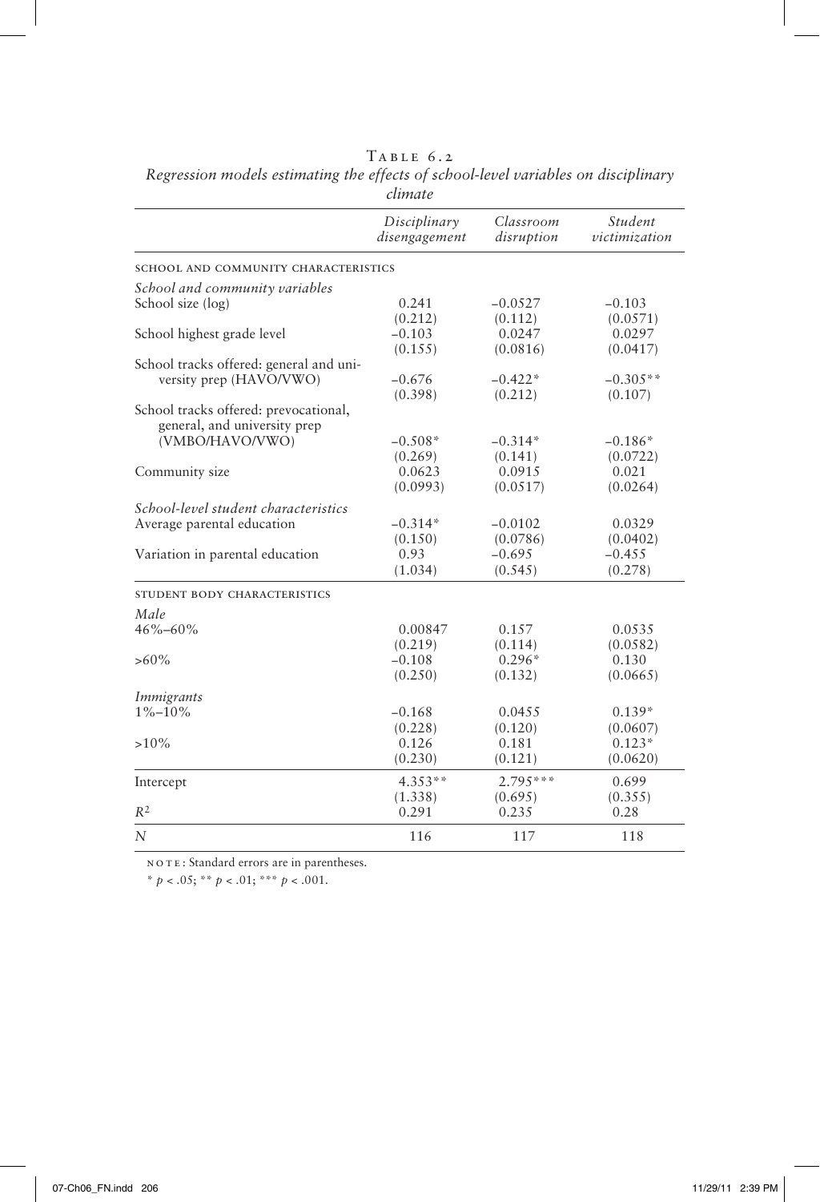Table 6.2

*Regression models estimating the effects of school-level variables on disciplinary climate*

| | *Disciplinary disengagement* | *Classroom disruption* | *Student victimization* |
|---|---|---|---|
| SCHOOL AND COMMUNITY CHARACTERISTICS | | | |
| *School and community variables* | | | |
| School size (log) | 0.241 | −0.0527 | −0.103 |
| | (0.212) | (0.112) | (0.0571) |
| School highest grade level | −0.103 | 0.0247 | 0.0297 |
| | (0.155) | (0.0816) | (0.0417) |
| School tracks offered: general and university prep (HAVO/VWO) | −0.676 | −0.422* | −0.305** |
| | (0.398) | (0.212) | (0.107) |
| School tracks offered: prevocational, general, and university prep (VMBO/HAVO/VWO) | −0.508* | −0.314* | −0.186* |
| | (0.269) | (0.141) | (0.0722) |
| Community size | 0.0623 | 0.0915 | 0.021 |
| | (0.0993) | (0.0517) | (0.0264) |
| *School-level student characteristics* | | | |
| Average parental education | −0.314* | −0.0102 | 0.0329 |
| | (0.150) | (0.0786) | (0.0402) |
| Variation in parental education | 0.93 | −0.695 | −0.455 |
| | (1.034) | (0.545) | (0.278) |
| STUDENT BODY CHARACTERISTICS | | | |
| *Male* | | | |
| 46%–60% | 0.00847 | 0.157 | 0.0535 |
| | (0.219) | (0.114) | (0.0582) |
| >60% | −0.108 | 0.296* | 0.130 |
| | (0.250) | (0.132) | (0.0665) |
| *Immigrants* | | | |
| 1%–10% | −0.168 | 0.0455 | 0.139* |
| | (0.228) | (0.120) | (0.0607) |
| >10% | 0.126 | 0.181 | 0.123* |
| | (0.230) | (0.121) | (0.0620) |
| Intercept | 4.353** | 2.795*** | 0.699 |
| | (1.338) | (0.695) | (0.355) |
| $R^2$ | 0.291 | 0.235 | 0.28 |
| *N* | 116 | 117 | 118 |

NOTE: Standard errors are in parentheses.

* $p < .05$; ** $p < .01$; *** $p < .001$.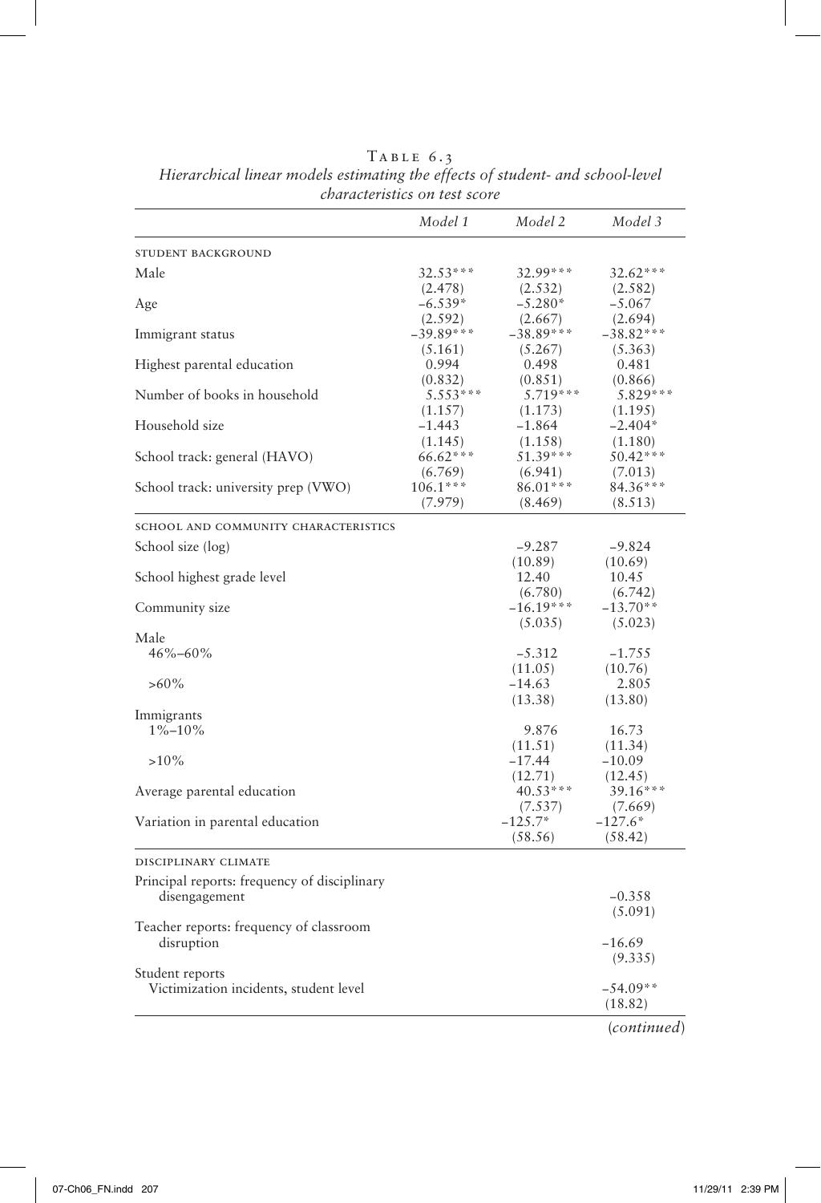Table 6.3

*Hierarchical linear models estimating the effects of student- and school-level characteristics on test score*

| | *Model 1* | *Model 2* | *Model 3* |
|---|---|---|---|
| STUDENT BACKGROUND | | | |
| Male | 32.53*** | 32.99*** | 32.62*** |
| | (2.478) | (2.532) | (2.582) |
| Age | −6.539* | −5.280* | −5.067 |
| | (2.592) | (2.667) | (2.694) |
| Immigrant status | −39.89*** | −38.89*** | −38.82*** |
| | (5.161) | (5.267) | (5.363) |
| Highest parental education | 0.994 | 0.498 | 0.481 |
| | (0.832) | (0.851) | (0.866) |
| Number of books in household | 5.553*** | 5.719*** | 5.829*** |
| | (1.157) | (1.173) | (1.195) |
| Household size | −1.443 | −1.864 | −2.404* |
| | (1.145) | (1.158) | (1.180) |
| School track: general (HAVO) | 66.62*** | 51.39*** | 50.42*** |
| | (6.769) | (6.941) | (7.013) |
| School track: university prep (VWO) | 106.1*** | 86.01*** | 84.36*** |
| | (7.979) | (8.469) | (8.513) |
| SCHOOL AND COMMUNITY CHARACTERISTICS | | | |
| School size (log) | | −9.287 | −9.824 |
| | | (10.89) | (10.69) |
| School highest grade level | | 12.40 | 10.45 |
| | | (6.780) | (6.742) |
| Community size | | −16.19*** | −13.70** |
| | | (5.035) | (5.023) |
| Male | | | |
| 46%–60% | | −5.312 | −1.755 |
| | | (11.05) | (10.76) |
| >60% | | −14.63 | 2.805 |
| | | (13.38) | (13.80) |
| Immigrants | | | |
| 1%–10% | | 9.876 | 16.73 |
| | | (11.51) | (11.34) |
| >10% | | −17.44 | −10.09 |
| | | (12.71) | (12.45) |
| Average parental education | | 40.53*** | 39.16*** |
| | | (7.537) | (7.669) |
| Variation in parental education | | −125.7* | −127.6* |
| | | (58.56) | (58.42) |
| DISCIPLINARY CLIMATE | | | |
| Principal reports: frequency of disciplinary disengagement | | | −0.358 |
| | | | (5.091) |
| Teacher reports: frequency of classroom disruption | | | −16.69 |
| | | | (9.335) |
| Student reports | | | |
| Victimization incidents, student level | | | −54.09** |
| | | | (18.82) |

(*continued*)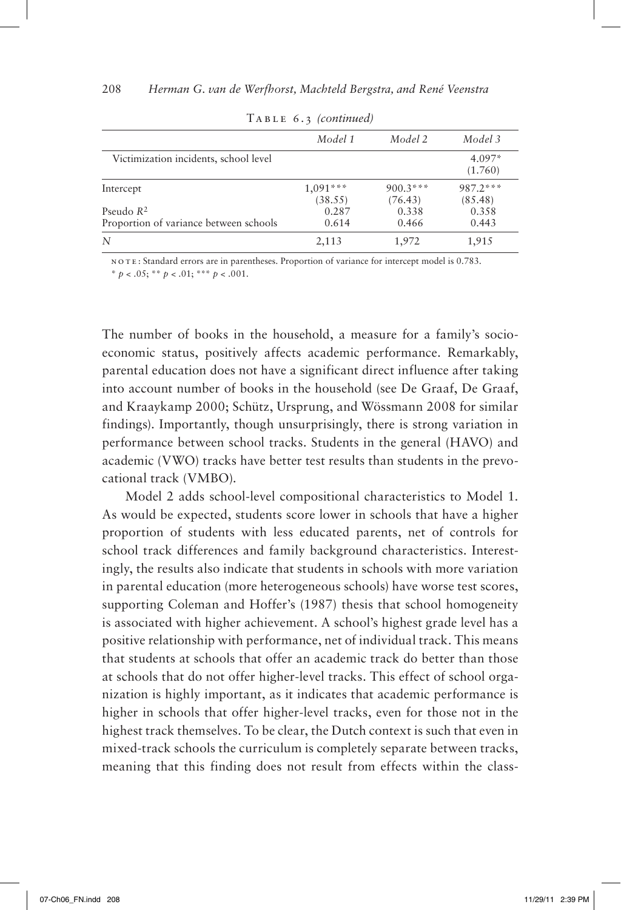Table 6.3 *(continued)*

| | *Model 1* | *Model 2* | *Model 3* |
|---|---|---|---|
| Victimization incidents, school level | | | 4.097* (1.760) |
| Intercept | 1,091*** (38.55) | 900.3*** (76.43) | 987.2*** (85.48) |
| Pseudo $R^2$ | 0.287 | 0.338 | 0.358 |
| Proportion of variance between schools | 0.614 | 0.466 | 0.443 |
| $N$ | 2,113 | 1,972 | 1,915 |

NOTE: Standard errors are in parentheses. Proportion of variance for intercept model is 0.783.
* $p < .05$; ** $p < .01$; *** $p < .001$.

The number of books in the household, a measure for a family's socioeconomic status, positively affects academic performance. Remarkably, parental education does not have a significant direct influence after taking into account number of books in the household (see De Graaf, De Graaf, and Kraaykamp 2000; Schütz, Ursprung, and Wössmann 2008 for similar findings). Importantly, though unsurprisingly, there is strong variation in performance between school tracks. Students in the general (HAVO) and academic (VWO) tracks have better test results than students in the prevocational track (VMBO).

Model 2 adds school-level compositional characteristics to Model 1. As would be expected, students score lower in schools that have a higher proportion of students with less educated parents, net of controls for school track differences and family background characteristics. Interestingly, the results also indicate that students in schools with more variation in parental education (more heterogeneous schools) have worse test scores, supporting Coleman and Hoffer's (1987) thesis that school homogeneity is associated with higher achievement. A school's highest grade level has a positive relationship with performance, net of individual track. This means that students at schools that offer an academic track do better than those at schools that do not offer higher-level tracks. This effect of school organization is highly important, as it indicates that academic performance is higher in schools that offer higher-level tracks, even for those not in the highest track themselves. To be clear, the Dutch context is such that even in mixed-track schools the curriculum is completely separate between tracks, meaning that this finding does not result from effects within the class-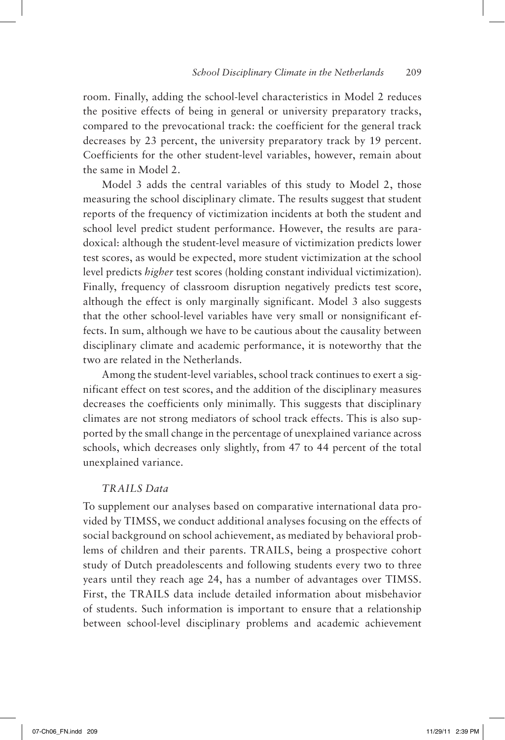room. Finally, adding the school-level characteristics in Model 2 reduces the positive effects of being in general or university preparatory tracks, compared to the prevocational track: the coefficient for the general track decreases by 23 percent, the university preparatory track by 19 percent. Coefficients for the other student-level variables, however, remain about the same in Model 2.

Model 3 adds the central variables of this study to Model 2, those measuring the school disciplinary climate. The results suggest that student reports of the frequency of victimization incidents at both the student and school level predict student performance. However, the results are paradoxical: although the student-level measure of victimization predicts lower test scores, as would be expected, more student victimization at the school level predicts *higher* test scores (holding constant individual victimization). Finally, frequency of classroom disruption negatively predicts test score, although the effect is only marginally significant. Model 3 also suggests that the other school-level variables have very small or nonsignificant effects. In sum, although we have to be cautious about the causality between disciplinary climate and academic performance, it is noteworthy that the two are related in the Netherlands.

Among the student-level variables, school track continues to exert a significant effect on test scores, and the addition of the disciplinary measures decreases the coefficients only minimally. This suggests that disciplinary climates are not strong mediators of school track effects. This is also supported by the small change in the percentage of unexplained variance across schools, which decreases only slightly, from 47 to 44 percent of the total unexplained variance.

### *TRAILS Data*

To supplement our analyses based on comparative international data provided by TIMSS, we conduct additional analyses focusing on the effects of social background on school achievement, as mediated by behavioral problems of children and their parents. TRAILS, being a prospective cohort study of Dutch preadolescents and following students every two to three years until they reach age 24, has a number of advantages over TIMSS. First, the TRAILS data include detailed information about misbehavior of students. Such information is important to ensure that a relationship between school-level disciplinary problems and academic achievement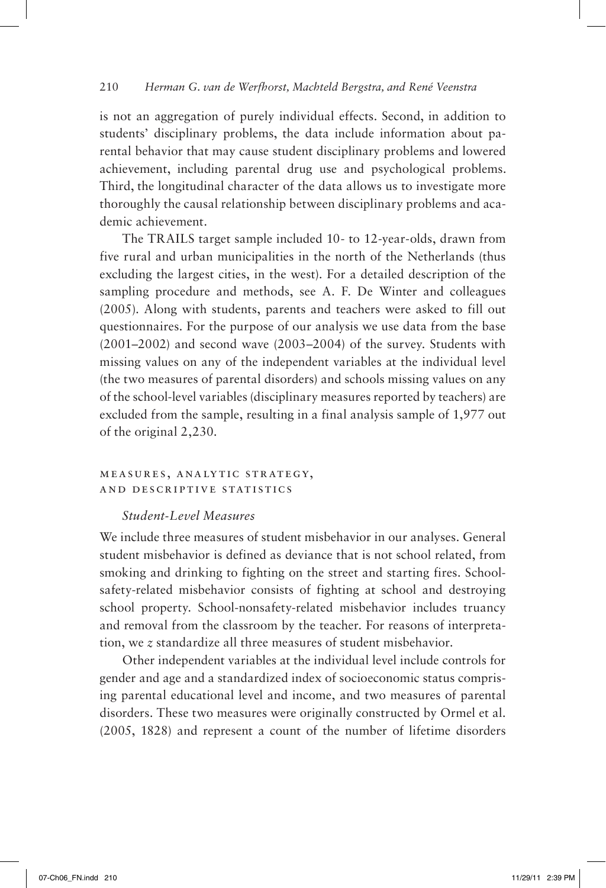is not an aggregation of purely individual effects. Second, in addition to students' disciplinary problems, the data include information about parental behavior that may cause student disciplinary problems and lowered achievement, including parental drug use and psychological problems. Third, the longitudinal character of the data allows us to investigate more thoroughly the causal relationship between disciplinary problems and academic achievement.

The TRAILS target sample included 10- to 12-year-olds, drawn from five rural and urban municipalities in the north of the Netherlands (thus excluding the largest cities, in the west). For a detailed description of the sampling procedure and methods, see A. F. De Winter and colleagues (2005). Along with students, parents and teachers were asked to fill out questionnaires. For the purpose of our analysis we use data from the base (2001–2002) and second wave (2003–2004) of the survey. Students with missing values on any of the independent variables at the individual level (the two measures of parental disorders) and schools missing values on any of the school-level variables (disciplinary measures reported by teachers) are excluded from the sample, resulting in a final analysis sample of 1,977 out of the original 2,230.

## Measures, Analytic Strategy, and Descriptive Statistics

### *Student-Level Measures*

We include three measures of student misbehavior in our analyses. General student misbehavior is defined as deviance that is not school related, from smoking and drinking to fighting on the street and starting fires. School-safety-related misbehavior consists of fighting at school and destroying school property. School-nonsafety-related misbehavior includes truancy and removal from the classroom by the teacher. For reasons of interpretation, we *z* standardize all three measures of student misbehavior.

Other independent variables at the individual level include controls for gender and age and a standardized index of socioeconomic status comprising parental educational level and income, and two measures of parental disorders. These two measures were originally constructed by Ormel et al. (2005, 1828) and represent a count of the number of lifetime disorders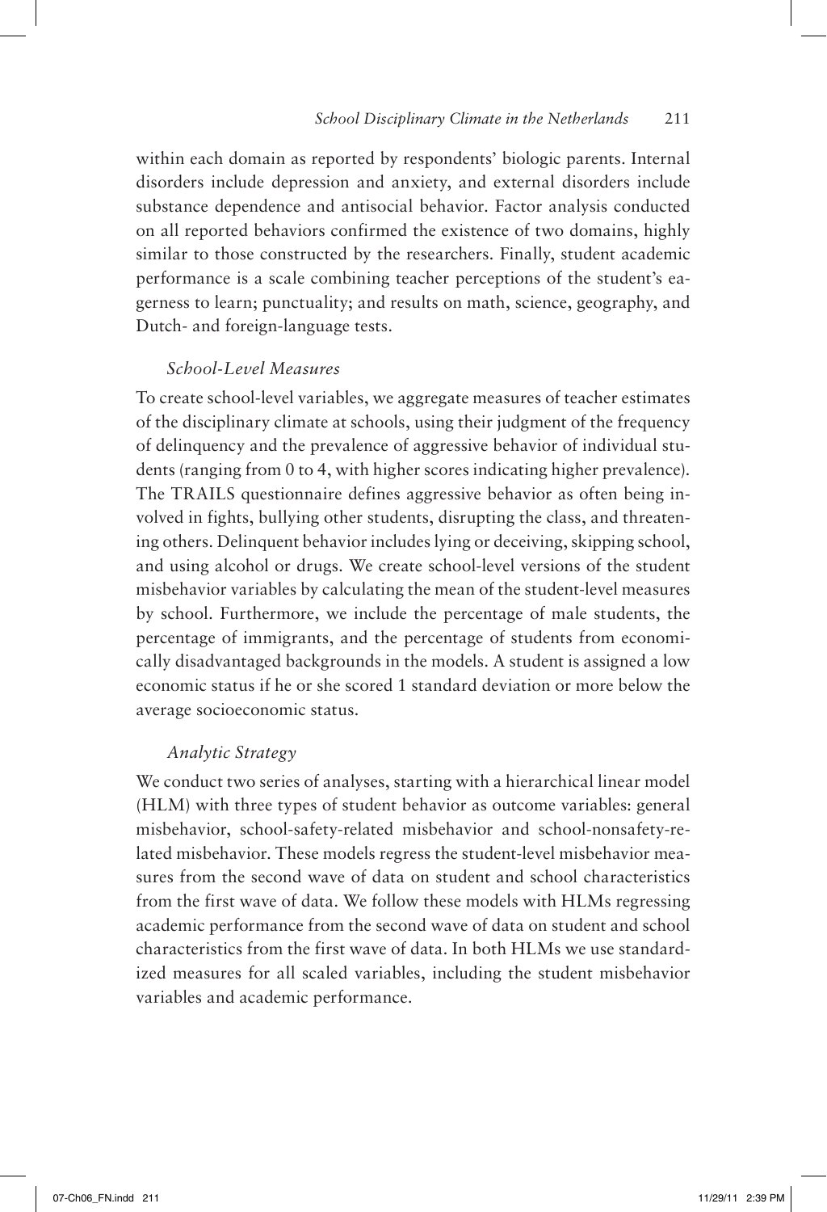within each domain as reported by respondents' biologic parents. Internal disorders include depression and anxiety, and external disorders include substance dependence and antisocial behavior. Factor analysis conducted on all reported behaviors confirmed the existence of two domains, highly similar to those constructed by the researchers. Finally, student academic performance is a scale combining teacher perceptions of the student's eagerness to learn; punctuality; and results on math, science, geography, and Dutch- and foreign-language tests.

### *School-Level Measures*

To create school-level variables, we aggregate measures of teacher estimates of the disciplinary climate at schools, using their judgment of the frequency of delinquency and the prevalence of aggressive behavior of individual students (ranging from 0 to 4, with higher scores indicating higher prevalence). The TRAILS questionnaire defines aggressive behavior as often being involved in fights, bullying other students, disrupting the class, and threatening others. Delinquent behavior includes lying or deceiving, skipping school, and using alcohol or drugs. We create school-level versions of the student misbehavior variables by calculating the mean of the student-level measures by school. Furthermore, we include the percentage of male students, the percentage of immigrants, and the percentage of students from economically disadvantaged backgrounds in the models. A student is assigned a low economic status if he or she scored 1 standard deviation or more below the average socioeconomic status.

### *Analytic Strategy*

We conduct two series of analyses, starting with a hierarchical linear model (HLM) with three types of student behavior as outcome variables: general misbehavior, school-safety-related misbehavior and school-nonsafety-related misbehavior. These models regress the student-level misbehavior measures from the second wave of data on student and school characteristics from the first wave of data. We follow these models with HLMs regressing academic performance from the second wave of data on student and school characteristics from the first wave of data. In both HLMs we use standardized measures for all scaled variables, including the student misbehavior variables and academic performance.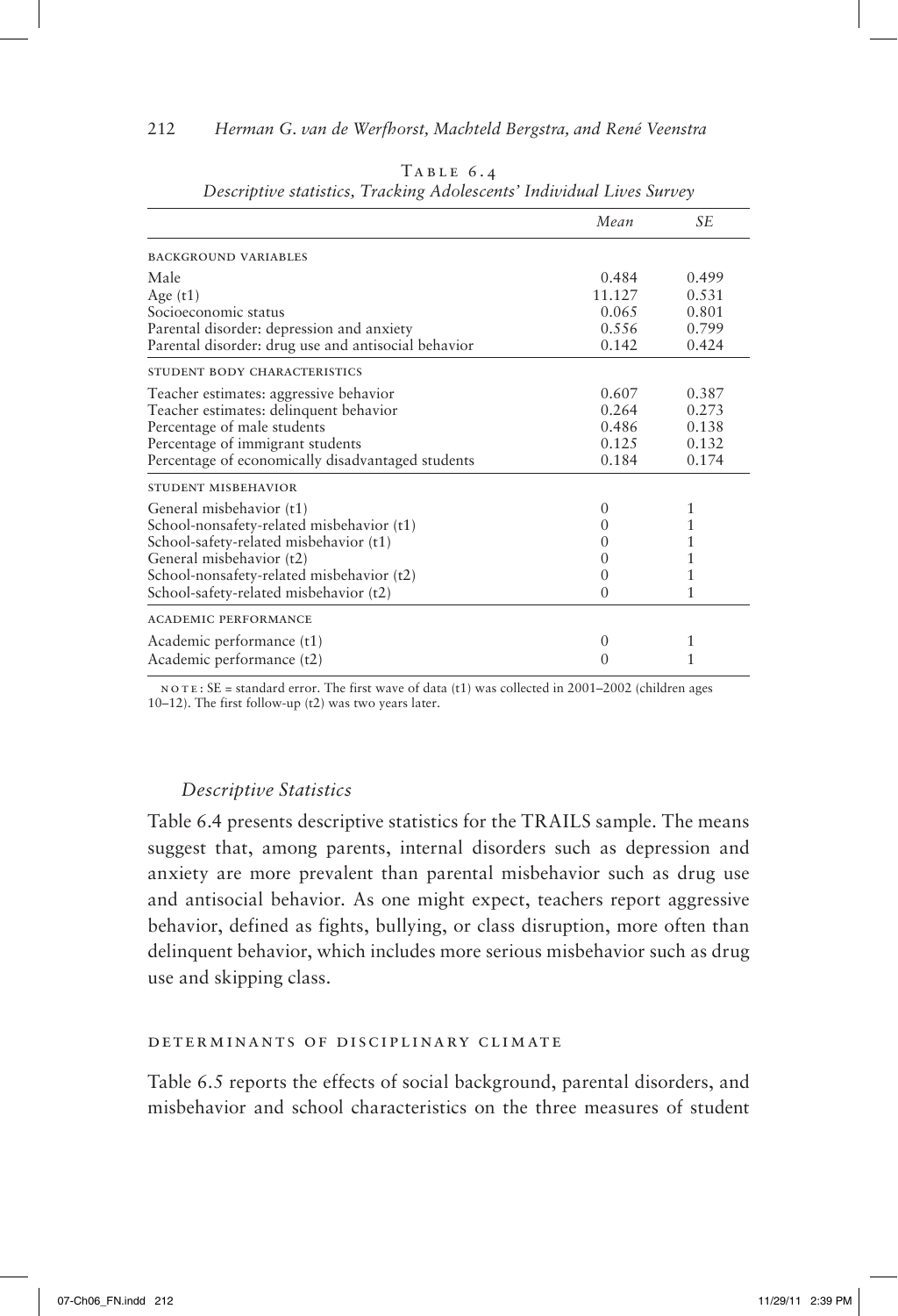Table 6.4

*Descriptive statistics, Tracking Adolescents' Individual Lives Survey*

| | *Mean* | *SE* |
|---|---|---|
| BACKGROUND VARIABLES | | |
| Male | 0.484 | 0.499 |
| Age (t1) | 11.127 | 0.531 |
| Socioeconomic status | 0.065 | 0.801 |
| Parental disorder: depression and anxiety | 0.556 | 0.799 |
| Parental disorder: drug use and antisocial behavior | 0.142 | 0.424 |
| STUDENT BODY CHARACTERISTICS | | |
| Teacher estimates: aggressive behavior | 0.607 | 0.387 |
| Teacher estimates: delinquent behavior | 0.264 | 0.273 |
| Percentage of male students | 0.486 | 0.138 |
| Percentage of immigrant students | 0.125 | 0.132 |
| Percentage of economically disadvantaged students | 0.184 | 0.174 |
| STUDENT MISBEHAVIOR | | |
| General misbehavior (t1) | 0 | 1 |
| School-nonsafety-related misbehavior (t1) | 0 | 1 |
| School-safety-related misbehavior (t1) | 0 | 1 |
| General misbehavior (t2) | 0 | 1 |
| School-nonsafety-related misbehavior (t2) | 0 | 1 |
| School-safety-related misbehavior (t2) | 0 | 1 |
| ACADEMIC PERFORMANCE | | |
| Academic performance (t1) | 0 | 1 |
| Academic performance (t2) | 0 | 1 |

NOTE: SE = standard error. The first wave of data (t1) was collected in 2001–2002 (children ages 10–12). The first follow-up (t2) was two years later.

### *Descriptive Statistics*

Table 6.4 presents descriptive statistics for the TRAILS sample. The means suggest that, among parents, internal disorders such as depression and anxiety are more prevalent than parental misbehavior such as drug use and antisocial behavior. As one might expect, teachers report aggressive behavior, defined as fights, bullying, or class disruption, more often than delinquent behavior, which includes more serious misbehavior such as drug use and skipping class.

#### DETERMINANTS OF DISCIPLINARY CLIMATE

Table 6.5 reports the effects of social background, parental disorders, and misbehavior and school characteristics on the three measures of student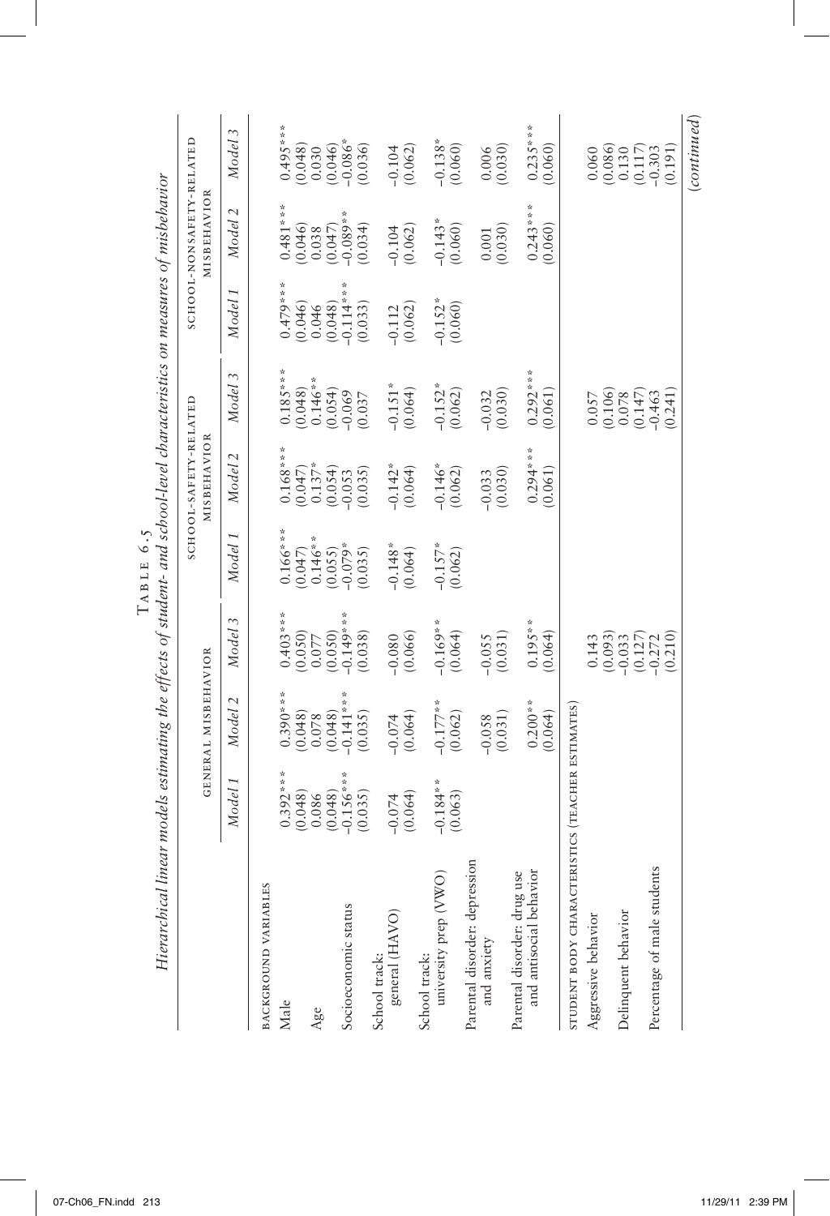Table 6.5

*Hierarchical linear models estimating the effects of student- and school-level characteristics on measures of misbehavior*

| | GENERAL MISBEHAVIOR | | | SCHOOL-SAFETY-RELATED MISBEHAVIOR | | | SCHOOL-NONSAFETY-RELATED MISBEHAVIOR | | |
|---|---|---|---|---|---|---|---|---|---|
| | *Model 1* | *Model 2* | *Model 3* | *Model 1* | *Model 2* | *Model 3* | *Model 1* | *Model 2* | *Model 3* |
| BACKGROUND VARIABLES | | | | | | | | | |
| Male | 0.392*** | 0.390*** | 0.403*** | 0.166*** | 0.168*** | 0.185*** | 0.479*** | 0.481*** | 0.495*** |
| | (0.048) | (0.048) | (0.050) | (0.047) | (0.047) | (0.048) | (0.046) | (0.046) | (0.048) |
| Age | 0.086 | 0.078 | 0.077 | 0.146** | 0.137* | 0.146** | 0.046 | 0.038 | 0.030 |
| | (0.048) | (0.048) | (0.050) | (0.055) | (0.054) | (0.054) | (0.048) | (0.047) | (0.046) |
| Socioeconomic status | -0.156*** | -0.141*** | -0.149*** | -0.079* | -0.053 | -0.069 | -0.114*** | -0.089** | -0.086* |
| | (0.035) | (0.035) | (0.038) | (0.035) | (0.035) | (0.037 | (0.033) | (0.034) | (0.036) |
| School track: general (HAVO) | -0.074 | -0.074 | -0.080 | -0.148* | -0.142* | -0.151* | -0.112 | -0.104 | -0.104 |
| | (0.064) | (0.064) | (0.066) | (0.064) | (0.064) | (0.064) | (0.062) | (0.062) | (0.062) |
| School track: university prep (VWO) | -0.184** | -0.177** | -0.169** | -0.157* | -0.146* | -0.152* | -0.152* | -0.143* | -0.138* |
| | (0.063) | (0.062) | (0.064) | (0.062) | (0.062) | (0.062) | (0.060) | (0.060) | (0.060) |
| Parental disorder: depression and anxiety | | -0.058 | -0.055 | | -0.033 | -0.032 | | 0.001 | 0.006 |
| | | (0.031) | (0.031) | | (0.030) | (0.030) | | (0.030) | (0.030) |
| Parental disorder: drug use and antisocial behavior | | 0.200** | 0.195** | | 0.294*** | 0.292*** | | 0.243*** | 0.235*** |
| | | (0.064) | (0.064) | | (0.061) | (0.061) | | (0.060) | (0.060) |
| STUDENT BODY CHARACTERISTICS (TEACHER ESTIMATES) | | | | | | | | | |
| Aggressive behavior | | | 0.143 | | | 0.057 | | | 0.060 |
| | | | (0.093) | | | (0.106) | | | (0.086) |
| Delinquent behavior | | | -0.033 | | | 0.078 | | | 0.130 |
| | | | (0.127) | | | (0.147) | | | (0.117) |
| Percentage of male students | | | -0.272 | | | -0.463 | | | -0.303 |
| | | | (0.210) | | | (0.241) | | | (0.191) |

(*continued*)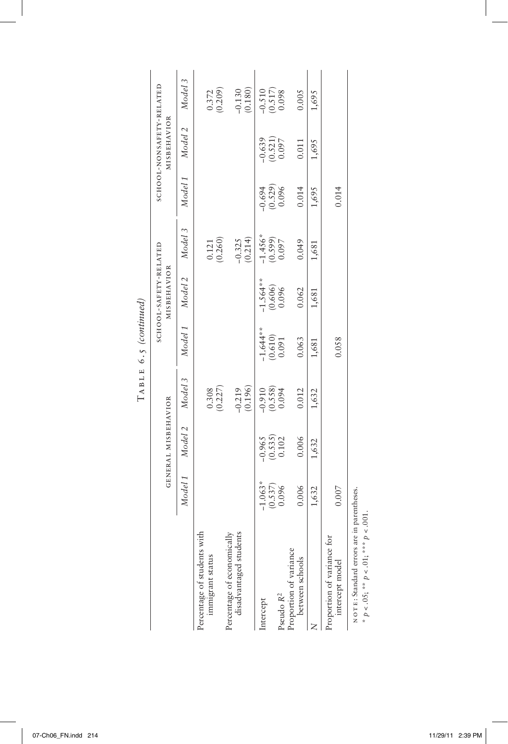TABLE 6.5 (continued)

| | GENERAL MISBEHAVIOR | | | SCHOOL-SAFETY-RELATED MISBEHAVIOR | | | SCHOOL-NONSAFETY-RELATED MISBEHAVIOR | | |
|---|---|---|---|---|---|---|---|---|---|
| | *Model 1* | *Model 2* | *Model 3* | *Model 1* | *Model 2* | *Model 3* | *Model 1* | *Model 2* | *Model 3* |
| Percentage of students with immigrant status | | | 0.308 (0.227) | | | 0.121 (0.260) | | | 0.372 (0.209) |
| Percentage of economically disadvantaged students | | | −0.219 (0.196) | | | −0.325 (0.214) | | | −0.130 (0.180) |
| Intercept | −1.063* (0.537) | −0.965 (0.535) | −0.910 (0.558) | −1.644** (0.610) | −1.564** (0.606) | −1.456* (0.599) | −0.694 (0.529) | −0.639 (0.521) | −0.510 (0.517) |
| Pseudo $R^2$ | 0.096 | 0.102 | 0.094 | 0.091 | 0.096 | 0.097 | 0.096 | 0.097 | 0.098 |
| Proportion of variance between schools | 0.006 | 0.006 | 0.012 | 0.063 | 0.062 | 0.049 | 0.014 | 0.011 | 0.005 |
| $N$ | 1,632 | 1,632 | 1,632 | 1,681 | 1,681 | 1,681 | 1,695 | 1,695 | 1,695 |
| Proportion of variance for intercept model | 0.007 | | | 0.058 | | | 0.014 | | |

NOTE: Standard errors are in parentheses.
* $p < .05$; ** $p < .01$; *** $p < .001$.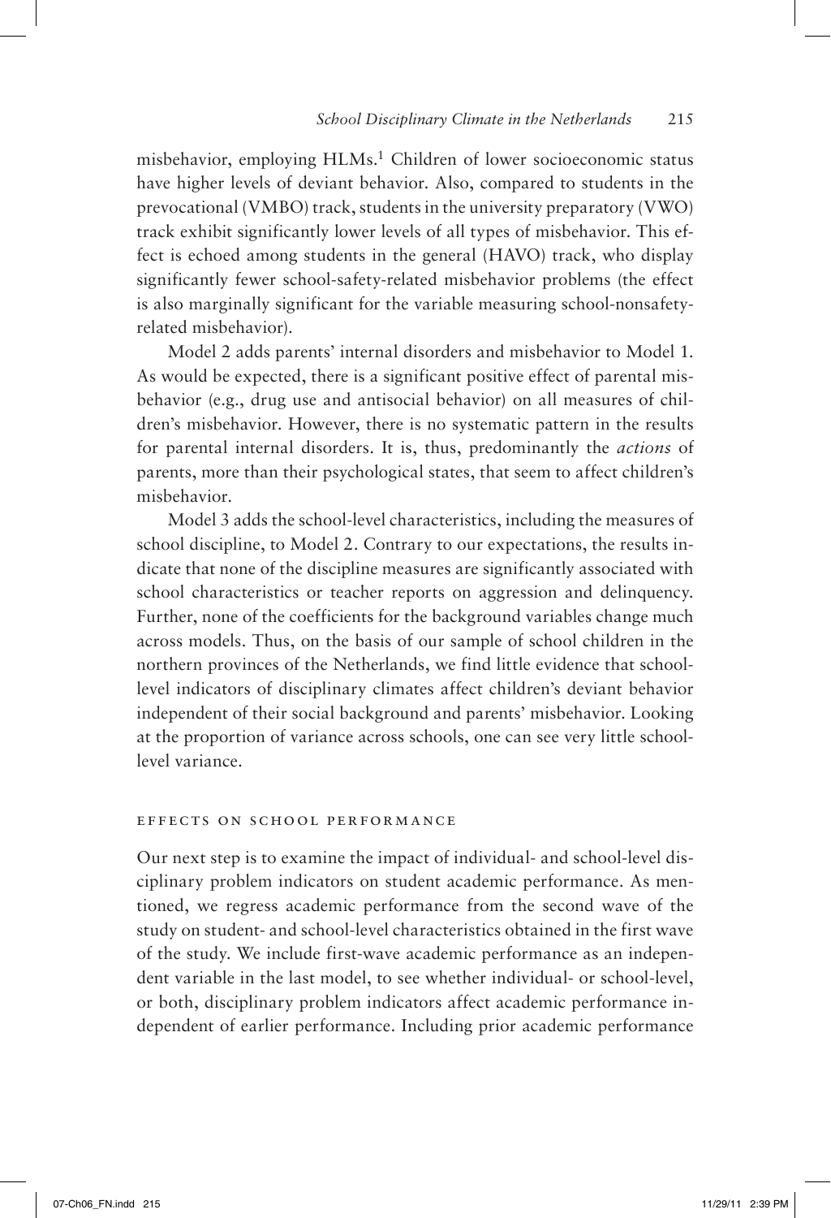misbehavior, employing HLMs.[1] Children of lower socioeconomic status have higher levels of deviant behavior. Also, compared to students in the prevocational (VMBO) track, students in the university preparatory (VWO) track exhibit significantly lower levels of all types of misbehavior. This effect is echoed among students in the general (HAVO) track, who display significantly fewer school-safety-related misbehavior problems (the effect is also marginally significant for the variable measuring school-nonsafety-related misbehavior).

Model 2 adds parents' internal disorders and misbehavior to Model 1. As would be expected, there is a significant positive effect of parental misbehavior (e.g., drug use and antisocial behavior) on all measures of children's misbehavior. However, there is no systematic pattern in the results for parental internal disorders. It is, thus, predominantly the *actions* of parents, more than their psychological states, that seem to affect children's misbehavior.

Model 3 adds the school-level characteristics, including the measures of school discipline, to Model 2. Contrary to our expectations, the results indicate that none of the discipline measures are significantly associated with school characteristics or teacher reports on aggression and delinquency. Further, none of the coefficients for the background variables change much across models. Thus, on the basis of our sample of school children in the northern provinces of the Netherlands, we find little evidence that school-level indicators of disciplinary climates affect children's deviant behavior independent of their social background and parents' misbehavior. Looking at the proportion of variance across schools, one can see very little school-level variance.

### Effects on School Performance

Our next step is to examine the impact of individual- and school-level disciplinary problem indicators on student academic performance. As mentioned, we regress academic performance from the second wave of the study on student- and school-level characteristics obtained in the first wave of the study. We include first-wave academic performance as an independent variable in the last model, to see whether individual- or school-level, or both, disciplinary problem indicators affect academic performance independent of earlier performance. Including prior academic performance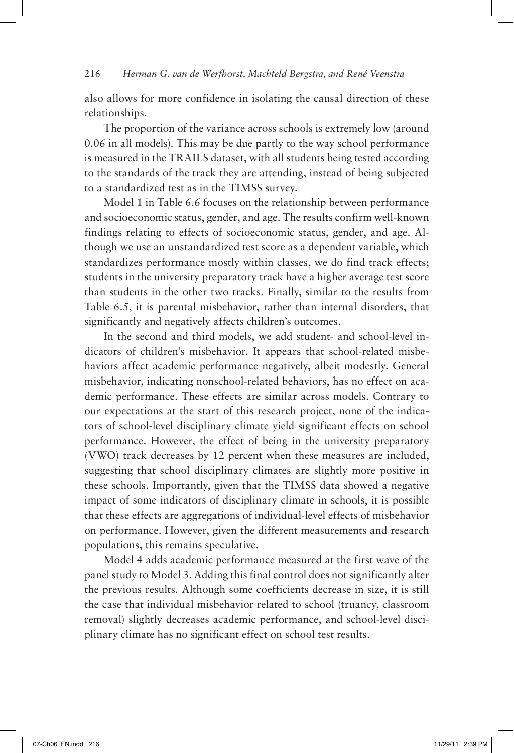also allows for more confidence in isolating the causal direction of these relationships.

The proportion of the variance across schools is extremely low (around 0.06 in all models). This may be due partly to the way school performance is measured in the TRAILS dataset, with all students being tested according to the standards of the track they are attending, instead of being subjected to a standardized test as in the TIMSS survey.

Model 1 in Table 6.6 focuses on the relationship between performance and socioeconomic status, gender, and age. The results confirm well-known findings relating to effects of socioeconomic status, gender, and age. Although we use an unstandardized test score as a dependent variable, which standardizes performance mostly within classes, we do find track effects; students in the university preparatory track have a higher average test score than students in the other two tracks. Finally, similar to the results from Table 6.5, it is parental misbehavior, rather than internal disorders, that significantly and negatively affects children's outcomes.

In the second and third models, we add student- and school-level indicators of children's misbehavior. It appears that school-related misbehaviors affect academic performance negatively, albeit modestly. General misbehavior, indicating nonschool-related behaviors, has no effect on academic performance. These effects are similar across models. Contrary to our expectations at the start of this research project, none of the indicators of school-level disciplinary climate yield significant effects on school performance. However, the effect of being in the university preparatory (VWO) track decreases by 12 percent when these measures are included, suggesting that school disciplinary climates are slightly more positive in these schools. Importantly, given that the TIMSS data showed a negative impact of some indicators of disciplinary climate in schools, it is possible that these effects are aggregations of individual-level effects of misbehavior on performance. However, given the different measurements and research populations, this remains speculative.

Model 4 adds academic performance measured at the first wave of the panel study to Model 3. Adding this final control does not significantly alter the previous results. Although some coefficients decrease in size, it is still the case that individual misbehavior related to school (truancy, classroom removal) slightly decreases academic performance, and school-level disciplinary climate has no significant effect on school test results.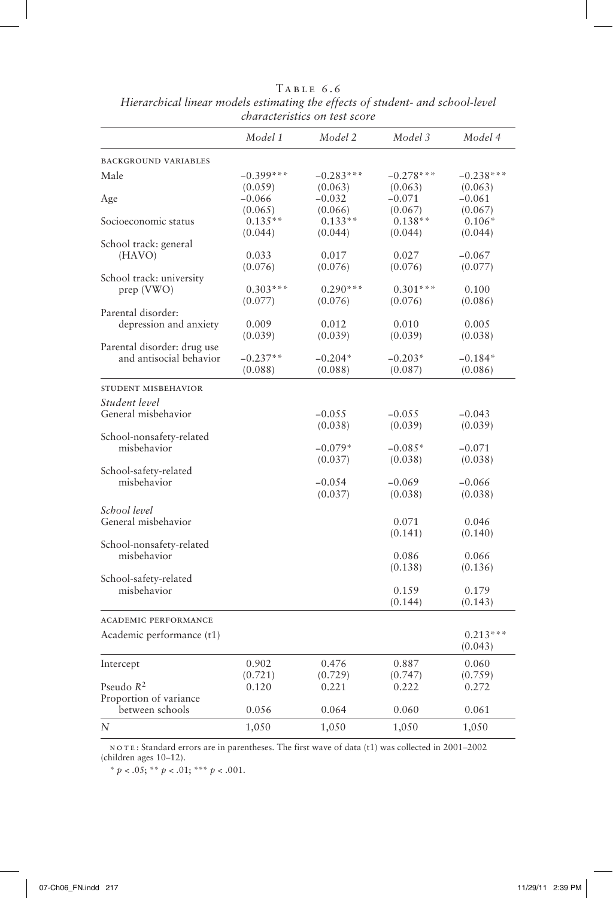Table 6.6

*Hierarchical linear models estimating the effects of student- and school-level characteristics on test score*

| | *Model 1* | *Model 2* | *Model 3* | *Model 4* |
|---|---|---|---|---|
| BACKGROUND VARIABLES | | | | |
| Male | −0.399*** | −0.283*** | −0.278*** | −0.238*** |
| | (0.059) | (0.063) | (0.063) | (0.063) |
| Age | −0.066 | −0.032 | −0.071 | −0.061 |
| | (0.065) | (0.066) | (0.067) | (0.067) |
| Socioeconomic status | 0.135** | 0.133** | 0.138** | 0.106* |
| | (0.044) | (0.044) | (0.044) | (0.044) |
| School track: general (HAVO) | 0.033 | 0.017 | 0.027 | −0.067 |
| | (0.076) | (0.076) | (0.076) | (0.077) |
| School track: university prep (VWO) | 0.303*** | 0.290*** | 0.301*** | 0.100 |
| | (0.077) | (0.076) | (0.076) | (0.086) |
| Parental disorder: depression and anxiety | 0.009 | 0.012 | 0.010 | 0.005 |
| | (0.039) | (0.039) | (0.039) | (0.038) |
| Parental disorder: drug use and antisocial behavior | −0.237** | −0.204* | −0.203* | −0.184* |
| | (0.088) | (0.088) | (0.087) | (0.086) |
| STUDENT MISBEHAVIOR | | | | |
| *Student level* | | | | |
| General misbehavior | | −0.055 | −0.055 | −0.043 |
| | | (0.038) | (0.039) | (0.039) |
| School-nonsafety-related misbehavior | | −0.079* | −0.085* | −0.071 |
| | | (0.037) | (0.038) | (0.038) |
| School-safety-related misbehavior | | −0.054 | −0.069 | −0.066 |
| | | (0.037) | (0.038) | (0.038) |
| *School level* | | | | |
| General misbehavior | | | 0.071 | 0.046 |
| | | | (0.141) | (0.140) |
| School-nonsafety-related misbehavior | | | 0.086 | 0.066 |
| | | | (0.138) | (0.136) |
| School-safety-related misbehavior | | | 0.159 | 0.179 |
| | | | (0.144) | (0.143) |
| ACADEMIC PERFORMANCE | | | | |
| Academic performance (t1) | | | | 0.213*** |
| | | | | (0.043) |
| Intercept | 0.902 | 0.476 | 0.887 | 0.060 |
| | (0.721) | (0.729) | (0.747) | (0.759) |
| Pseudo $R^2$ | 0.120 | 0.221 | 0.222 | 0.272 |
| Proportion of variance between schools | 0.056 | 0.064 | 0.060 | 0.061 |
| $N$ | 1,050 | 1,050 | 1,050 | 1,050 |

NOTE: Standard errors are in parentheses. The first wave of data (t1) was collected in 2001–2002 (children ages 10–12).

* $p < .05$; ** $p < .01$; *** $p < .001$.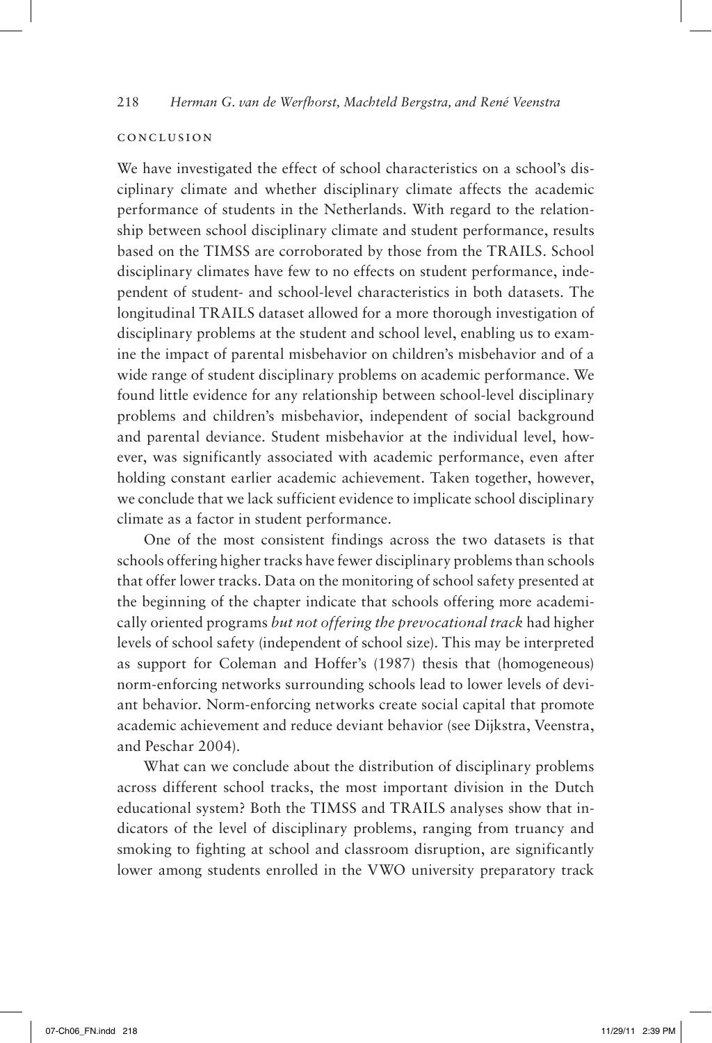## CONCLUSION

We have investigated the effect of school characteristics on a school's disciplinary climate and whether disciplinary climate affects the academic performance of students in the Netherlands. With regard to the relationship between school disciplinary climate and student performance, results based on the TIMSS are corroborated by those from the TRAILS. School disciplinary climates have few to no effects on student performance, independent of student- and school-level characteristics in both datasets. The longitudinal TRAILS dataset allowed for a more thorough investigation of disciplinary problems at the student and school level, enabling us to examine the impact of parental misbehavior on children's misbehavior and of a wide range of student disciplinary problems on academic performance. We found little evidence for any relationship between school-level disciplinary problems and children's misbehavior, independent of social background and parental deviance. Student misbehavior at the individual level, however, was significantly associated with academic performance, even after holding constant earlier academic achievement. Taken together, however, we conclude that we lack sufficient evidence to implicate school disciplinary climate as a factor in student performance.

One of the most consistent findings across the two datasets is that schools offering higher tracks have fewer disciplinary problems than schools that offer lower tracks. Data on the monitoring of school safety presented at the beginning of the chapter indicate that schools offering more academically oriented programs *but not offering the prevocational track* had higher levels of school safety (independent of school size). This may be interpreted as support for Coleman and Hoffer's (1987) thesis that (homogeneous) norm-enforcing networks surrounding schools lead to lower levels of deviant behavior. Norm-enforcing networks create social capital that promote academic achievement and reduce deviant behavior (see Dijkstra, Veenstra, and Peschar 2004).

What can we conclude about the distribution of disciplinary problems across different school tracks, the most important division in the Dutch educational system? Both the TIMSS and TRAILS analyses show that indicators of the level of disciplinary problems, ranging from truancy and smoking to fighting at school and classroom disruption, are significantly lower among students enrolled in the VWO university preparatory track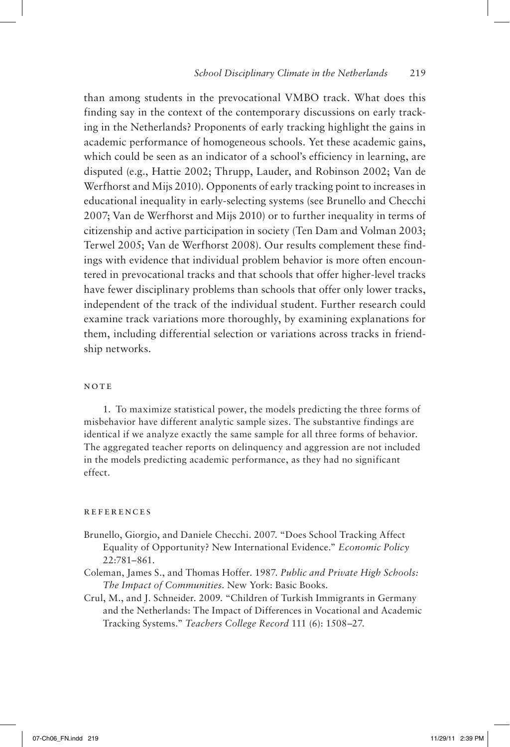than among students in the prevocational VMBO track. What does this finding say in the context of the contemporary discussions on early tracking in the Netherlands? Proponents of early tracking highlight the gains in academic performance of homogeneous schools. Yet these academic gains, which could be seen as an indicator of a school's efficiency in learning, are disputed (e.g., Hattie 2002; Thrupp, Lauder, and Robinson 2002; Van de Werfhorst and Mijs 2010). Opponents of early tracking point to increases in educational inequality in early-selecting systems (see Brunello and Checchi 2007; Van de Werfhorst and Mijs 2010) or to further inequality in terms of citizenship and active participation in society (Ten Dam and Volman 2003; Terwel 2005; Van de Werfhorst 2008). Our results complement these findings with evidence that individual problem behavior is more often encountered in prevocational tracks and that schools that offer higher-level tracks have fewer disciplinary problems than schools that offer only lower tracks, independent of the track of the individual student. Further research could examine track variations more thoroughly, by examining explanations for them, including differential selection or variations across tracks in friendship networks.

## NOTE

1. To maximize statistical power, the models predicting the three forms of misbehavior have different analytic sample sizes. The substantive findings are identical if we analyze exactly the same sample for all three forms of behavior. The aggregated teacher reports on delinquency and aggression are not included in the models predicting academic performance, as they had no significant effect.

## REFERENCES

Brunello, Giorgio, and Daniele Checchi. 2007. "Does School Tracking Affect Equality of Opportunity? New International Evidence." *Economic Policy* 22:781–861.

Coleman, James S., and Thomas Hoffer. 1987. *Public and Private High Schools: The Impact of Communities*. New York: Basic Books.

Crul, M., and J. Schneider. 2009. "Children of Turkish Immigrants in Germany and the Netherlands: The Impact of Differences in Vocational and Academic Tracking Systems." *Teachers College Record* 111 (6): 1508–27.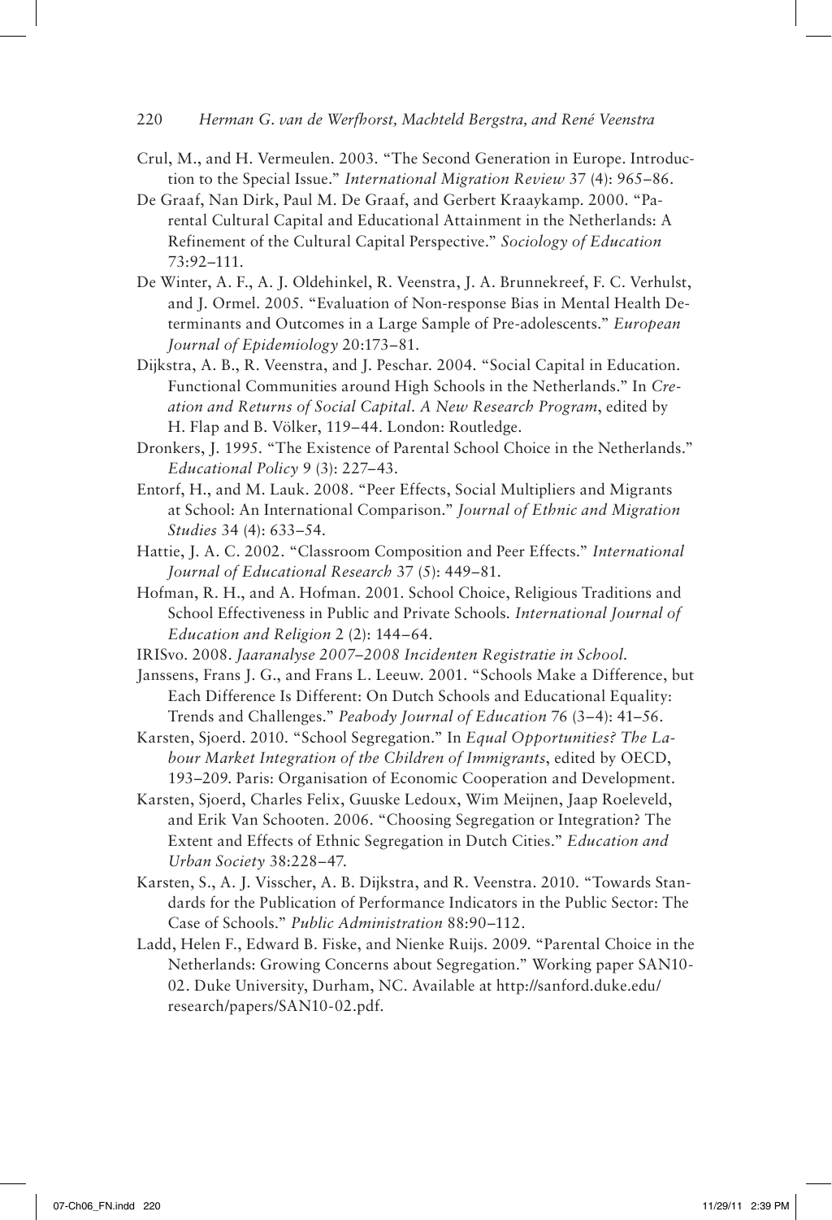Crul, M., and H. Vermeulen. 2003. "The Second Generation in Europe. Introduction to the Special Issue." *International Migration Review* 37 (4): 965–86.

De Graaf, Nan Dirk, Paul M. De Graaf, and Gerbert Kraaykamp. 2000. "Parental Cultural Capital and Educational Attainment in the Netherlands: A Refinement of the Cultural Capital Perspective." *Sociology of Education* 73:92–111.

De Winter, A. F., A. J. Oldehinkel, R. Veenstra, J. A. Brunnekreef, F. C. Verhulst, and J. Ormel. 2005. "Evaluation of Non-response Bias in Mental Health Determinants and Outcomes in a Large Sample of Pre-adolescents." *European Journal of Epidemiology* 20:173–81.

Dijkstra, A. B., R. Veenstra, and J. Peschar. 2004. "Social Capital in Education. Functional Communities around High Schools in the Netherlands." In *Creation and Returns of Social Capital. A New Research Program*, edited by H. Flap and B. Völker, 119–44. London: Routledge.

Dronkers, J. 1995. "The Existence of Parental School Choice in the Netherlands." *Educational Policy* 9 (3): 227–43.

Entorf, H., and M. Lauk. 2008. "Peer Effects, Social Multipliers and Migrants at School: An International Comparison." *Journal of Ethnic and Migration Studies* 34 (4): 633–54.

Hattie, J. A. C. 2002. "Classroom Composition and Peer Effects." *International Journal of Educational Research* 37 (5): 449–81.

Hofman, R. H., and A. Hofman. 2001. School Choice, Religious Traditions and School Effectiveness in Public and Private Schools. *International Journal of Education and Religion* 2 (2): 144–64.

IRISvo. 2008. *Jaaranalyse 2007–2008 Incidenten Registratie in School*.

Janssens, Frans J. G., and Frans L. Leeuw. 2001. "Schools Make a Difference, but Each Difference Is Different: On Dutch Schools and Educational Equality: Trends and Challenges." *Peabody Journal of Education* 76 (3–4): 41–56.

Karsten, Sjoerd. 2010. "School Segregation." In *Equal Opportunities? The Labour Market Integration of the Children of Immigrants*, edited by OECD, 193–209. Paris: Organisation of Economic Cooperation and Development.

Karsten, Sjoerd, Charles Felix, Guuske Ledoux, Wim Meijnen, Jaap Roeleveld, and Erik Van Schooten. 2006. "Choosing Segregation or Integration? The Extent and Effects of Ethnic Segregation in Dutch Cities." *Education and Urban Society* 38:228–47.

Karsten, S., A. J. Visscher, A. B. Dijkstra, and R. Veenstra. 2010. "Towards Standards for the Publication of Performance Indicators in the Public Sector: The Case of Schools." *Public Administration* 88:90–112.

Ladd, Helen F., Edward B. Fiske, and Nienke Ruijs. 2009. "Parental Choice in the Netherlands: Growing Concerns about Segregation." Working paper SAN10-02. Duke University, Durham, NC. Available at http://sanford.duke.edu/research/papers/SAN10-02.pdf.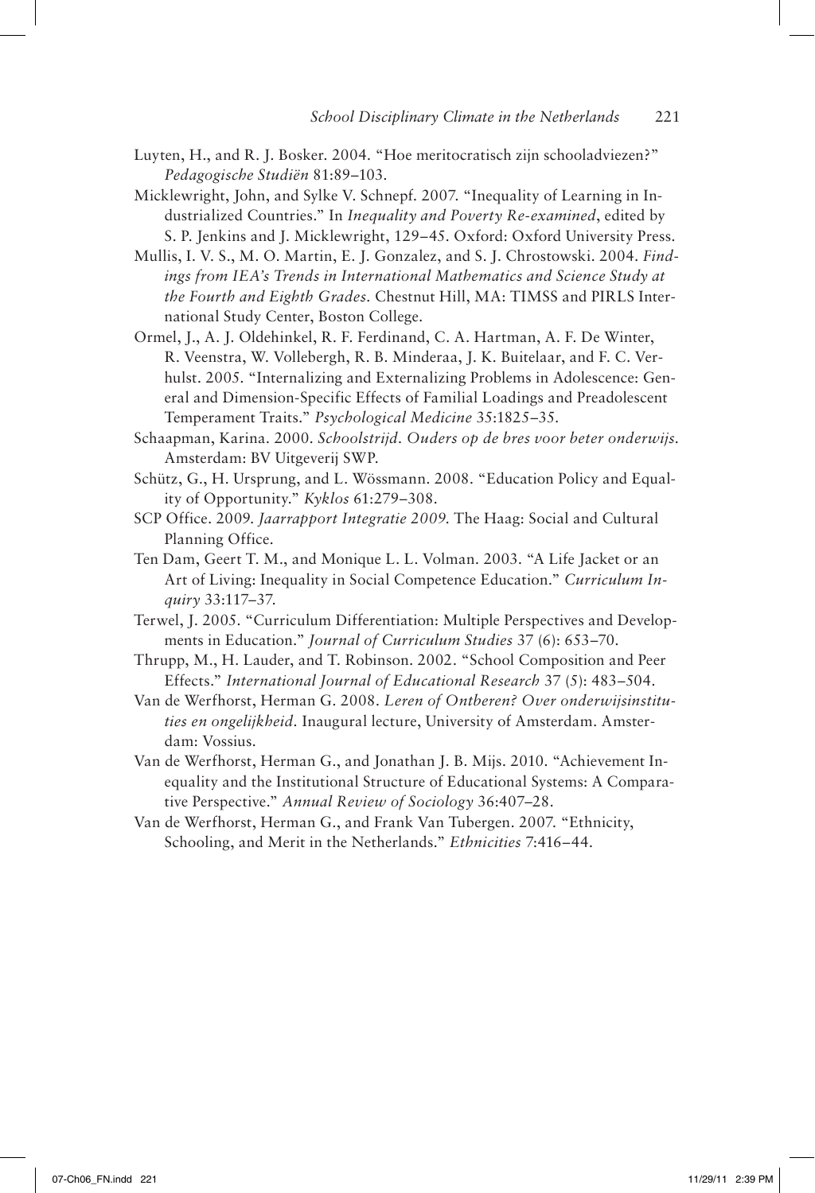Luyten, H., and R. J. Bosker. 2004. "Hoe meritocratisch zijn schooladviezen?" *Pedagogische Studiën* 81:89–103.

Micklewright, John, and Sylke V. Schnepf. 2007. "Inequality of Learning in Industrialized Countries." In *Inequality and Poverty Re-examined*, edited by S. P. Jenkins and J. Micklewright, 129–45. Oxford: Oxford University Press.

Mullis, I. V. S., M. O. Martin, E. J. Gonzalez, and S. J. Chrostowski. 2004. *Findings from IEA's Trends in International Mathematics and Science Study at the Fourth and Eighth Grades.* Chestnut Hill, MA: TIMSS and PIRLS International Study Center, Boston College.

Ormel, J., A. J. Oldehinkel, R. F. Ferdinand, C. A. Hartman, A. F. De Winter, R. Veenstra, W. Vollebergh, R. B. Minderaa, J. K. Buitelaar, and F. C. Verhulst. 2005. "Internalizing and Externalizing Problems in Adolescence: General and Dimension-Specific Effects of Familial Loadings and Preadolescent Temperament Traits." *Psychological Medicine* 35:1825–35.

Schaapman, Karina. 2000. *Schoolstrijd. Ouders op de bres voor beter onderwijs.* Amsterdam: BV Uitgeverij SWP.

Schütz, G., H. Ursprung, and L. Wössmann. 2008. "Education Policy and Equality of Opportunity." *Kyklos* 61:279–308.

SCP Office. 2009. *Jaarrapport Integratie 2009.* The Haag: Social and Cultural Planning Office.

Ten Dam, Geert T. M., and Monique L. L. Volman. 2003. "A Life Jacket or an Art of Living: Inequality in Social Competence Education." *Curriculum Inquiry* 33:117–37.

Terwel, J. 2005. "Curriculum Differentiation: Multiple Perspectives and Developments in Education." *Journal of Curriculum Studies* 37 (6): 653–70.

Thrupp, M., H. Lauder, and T. Robinson. 2002. "School Composition and Peer Effects." *International Journal of Educational Research* 37 (5): 483–504.

Van de Werfhorst, Herman G. 2008. *Leren of Ontberen? Over onderwijsinstituties en ongelijkheid.* Inaugural lecture, University of Amsterdam. Amsterdam: Vossius.

Van de Werfhorst, Herman G., and Jonathan J. B. Mijs. 2010. "Achievement Inequality and the Institutional Structure of Educational Systems: A Comparative Perspective." *Annual Review of Sociology* 36:407–28.

Van de Werfhorst, Herman G., and Frank Van Tubergen. 2007. "Ethnicity, Schooling, and Merit in the Netherlands." *Ethnicities* 7:416–44.